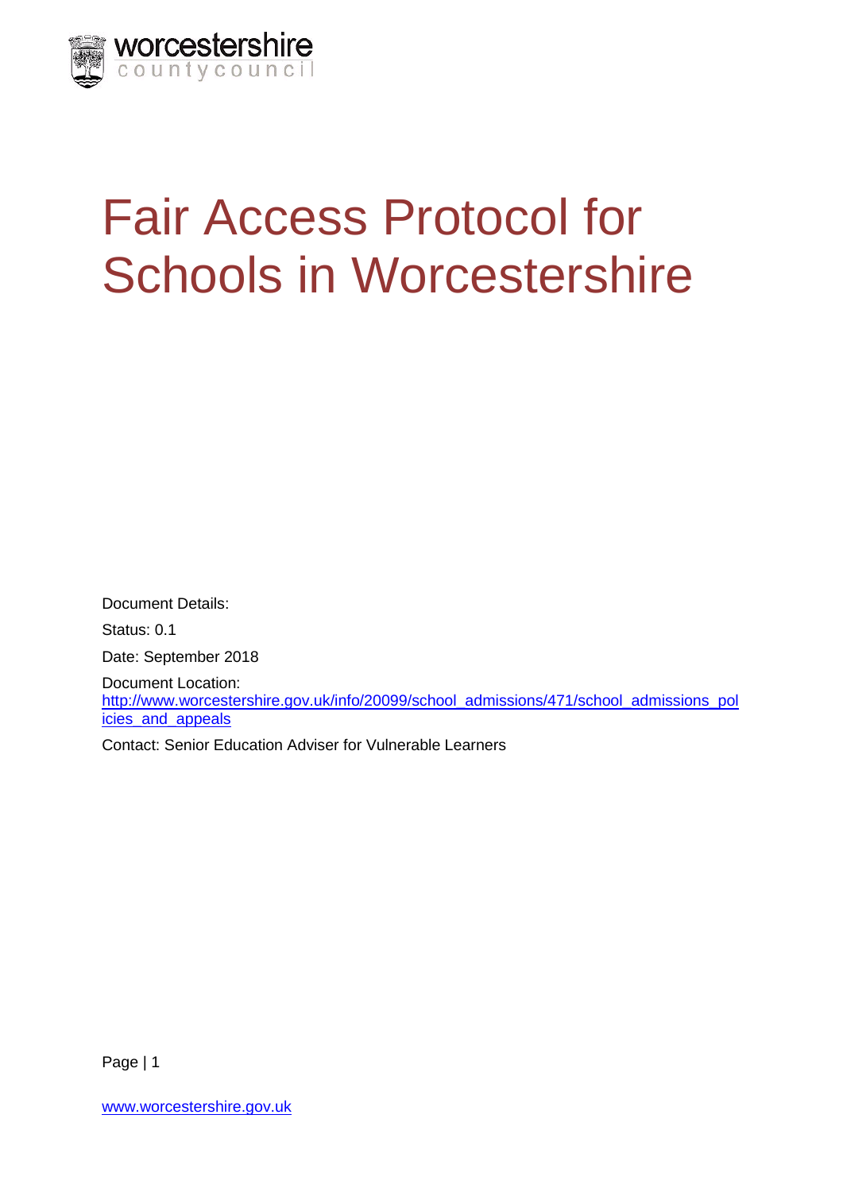worcestershire county council

# Fair Access Protocol for Schools in Worcestershire

Document Details:

Status: 0.1

Date: September 2018

Document Location: http://www.worcestershire.gov.uk/info/20099/school_admissions/471/school_admissions_policies_and_appeals

Contact: Senior Education Adviser for Vulnerable Learners

www.worcestershire.gov.uk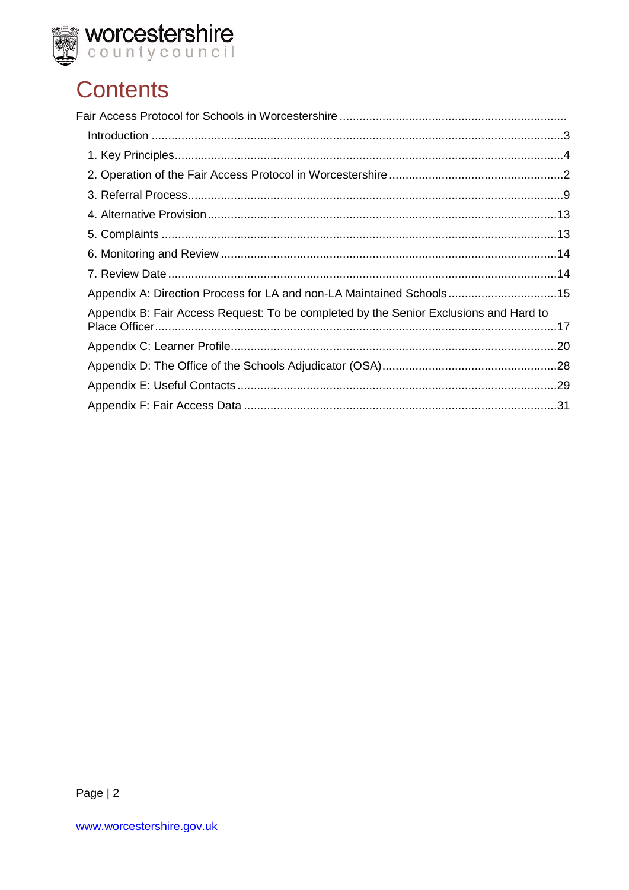# Contents

Fair Access Protocol for Schools in Worcestershire

- Introduction ....3
- 1. Key Principles ....4
- 2. Operation of the Fair Access Protocol in Worcestershire ....2
- 3. Referral Process ....9
- 4. Alternative Provision ....13
- 5. Complaints ....13
- 6. Monitoring and Review ....14
- 7. Review Date ....14
- Appendix A: Direction Process for LA and non-LA Maintained Schools ....15
- Appendix B: Fair Access Request: To be completed by the Senior Exclusions and Hard to Place Officer ....17
- Appendix C: Learner Profile ....20
- Appendix D: The Office of the Schools Adjudicator (OSA) ....28
- Appendix E: Useful Contacts ....29
- Appendix F: Fair Access Data ....31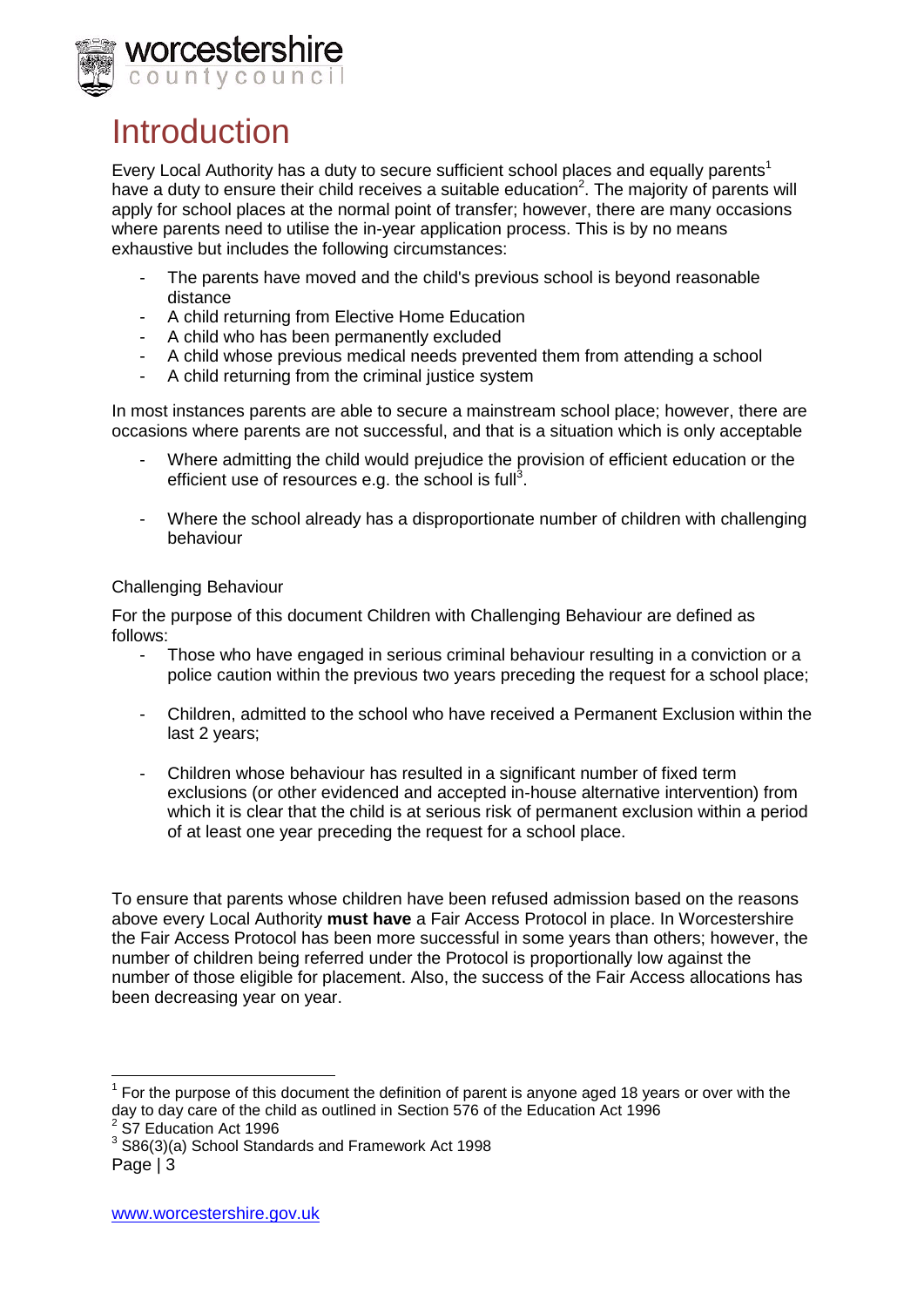# Introduction

Every Local Authority has a duty to secure sufficient school places and equally parents[1] have a duty to ensure their child receives a suitable education[2]. The majority of parents will apply for school places at the normal point of transfer; however, there are many occasions where parents need to utilise the in-year application process. This is by no means exhaustive but includes the following circumstances:

- The parents have moved and the child's previous school is beyond reasonable distance
- A child returning from Elective Home Education
- A child who has been permanently excluded
- A child whose previous medical needs prevented them from attending a school
- A child returning from the criminal justice system

In most instances parents are able to secure a mainstream school place; however, there are occasions where parents are not successful, and that is a situation which is only acceptable

- Where admitting the child would prejudice the provision of efficient education or the efficient use of resources e.g. the school is full[3].
- Where the school already has a disproportionate number of children with challenging behaviour

Challenging Behaviour

For the purpose of this document Children with Challenging Behaviour are defined as follows:

- Those who have engaged in serious criminal behaviour resulting in a conviction or a police caution within the previous two years preceding the request for a school place;
- Children, admitted to the school who have received a Permanent Exclusion within the last 2 years;
- Children whose behaviour has resulted in a significant number of fixed term exclusions (or other evidenced and accepted in-house alternative intervention) from which it is clear that the child is at serious risk of permanent exclusion within a period of at least one year preceding the request for a school place.

To ensure that parents whose children have been refused admission based on the reasons above every Local Authority **must have** a Fair Access Protocol in place. In Worcestershire the Fair Access Protocol has been more successful in some years than others; however, the number of children being referred under the Protocol is proportionally low against the number of those eligible for placement. Also, the success of the Fair Access allocations has been decreasing year on year.

---

[1] For the purpose of this document the definition of parent is anyone aged 18 years or over with the day to day care of the child as outlined in Section 576 of the Education Act 1996

[2] S7 Education Act 1996

[3] S86(3)(a) School Standards and Framework Act 1998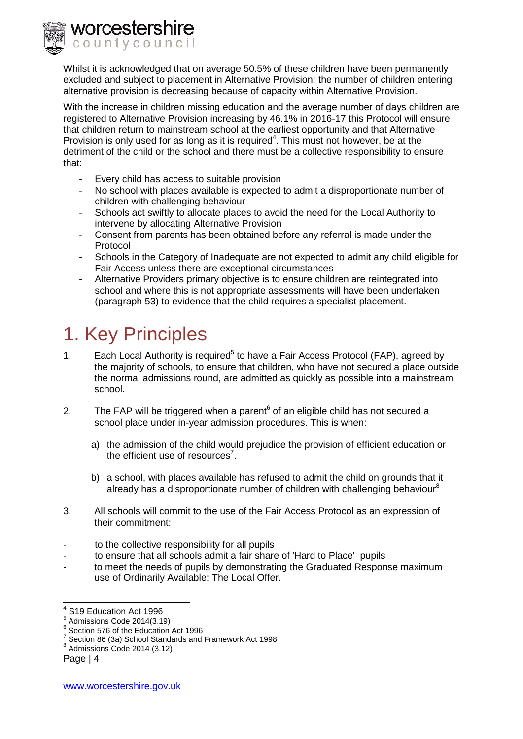Whilst it is acknowledged that on average 50.5% of these children have been permanently excluded and subject to placement in Alternative Provision; the number of children entering alternative provision is decreasing because of capacity within Alternative Provision.

With the increase in children missing education and the average number of days children are registered to Alternative Provision increasing by 46.1% in 2016-17 this Protocol will ensure that children return to mainstream school at the earliest opportunity and that Alternative Provision is only used for as long as it is required[4]. This must not however, be at the detriment of the child or the school and there must be a collective responsibility to ensure that:

- Every child has access to suitable provision
- No school with places available is expected to admit a disproportionate number of children with challenging behaviour
- Schools act swiftly to allocate places to avoid the need for the Local Authority to intervene by allocating Alternative Provision
- Consent from parents has been obtained before any referral is made under the Protocol
- Schools in the Category of Inadequate are not expected to admit any child eligible for Fair Access unless there are exceptional circumstances
- Alternative Providers primary objective is to ensure children are reintegrated into school and where this is not appropriate assessments will have been undertaken (paragraph 53) to evidence that the child requires a specialist placement.

# 1. Key Principles

1. Each Local Authority is required[5] to have a Fair Access Protocol (FAP), agreed by the majority of schools, to ensure that children, who have not secured a place outside the normal admissions round, are admitted as quickly as possible into a mainstream school.

2. The FAP will be triggered when a parent[6] of an eligible child has not secured a school place under in-year admission procedures. This is when:

   a) the admission of the child would prejudice the provision of efficient education or the efficient use of resources[7].

   b) a school, with places available has refused to admit the child on grounds that it already has a disproportionate number of children with challenging behaviour[8]

3. All schools will commit to the use of the Fair Access Protocol as an expression of their commitment:

- to the collective responsibility for all pupils
- to ensure that all schools admit a fair share of 'Hard to Place' pupils
- to meet the needs of pupils by demonstrating the Graduated Response maximum use of Ordinarily Available: The Local Offer.

---

[4] S19 Education Act 1996
[5] Admissions Code 2014(3.19)
[6] Section 576 of the Education Act 1996
[7] Section 86 (3a) School Standards and Framework Act 1998
[8] Admissions Code 2014 (3.12)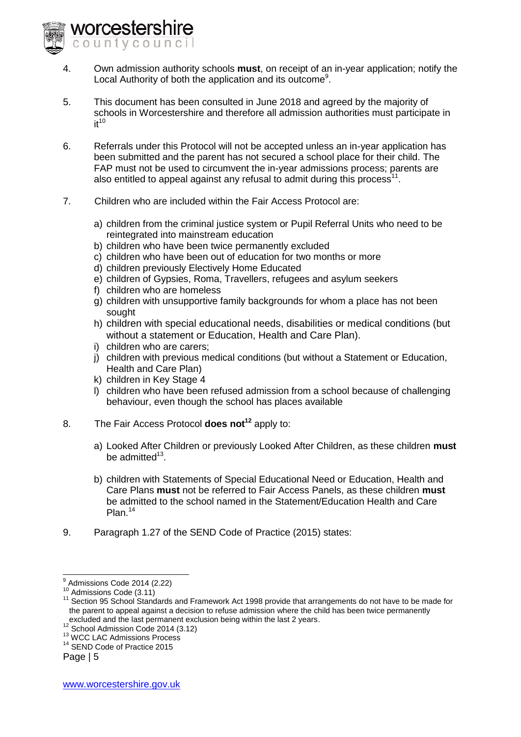4. Own admission authority schools **must**, on receipt of an in-year application; notify the Local Authority of both the application and its outcome[9].

5. This document has been consulted in June 2018 and agreed by the majority of schools in Worcestershire and therefore all admission authorities must participate in it[10]

6. Referrals under this Protocol will not be accepted unless an in-year application has been submitted and the parent has not secured a school place for their child. The FAP must not be used to circumvent the in-year admissions process; parents are also entitled to appeal against any refusal to admit during this process[11].

7. Children who are included within the Fair Access Protocol are:

   a) children from the criminal justice system or Pupil Referral Units who need to be reintegrated into mainstream education
   b) children who have been twice permanently excluded
   c) children who have been out of education for two months or more
   d) children previously Electively Home Educated
   e) children of Gypsies, Roma, Travellers, refugees and asylum seekers
   f) children who are homeless
   g) children with unsupportive family backgrounds for whom a place has not been sought
   h) children with special educational needs, disabilities or medical conditions (but without a statement or Education, Health and Care Plan).
   i) children who are carers;
   j) children with previous medical conditions (but without a Statement or Education, Health and Care Plan)
   k) children in Key Stage 4
   l) children who have been refused admission from a school because of challenging behaviour, even though the school has places available

8. The Fair Access Protocol **does not**[12] apply to:

   a) Looked After Children or previously Looked After Children, as these children **must** be admitted[13].

   b) children with Statements of Special Educational Need or Education, Health and Care Plans **must** not be referred to Fair Access Panels, as these children **must** be admitted to the school named in the Statement/Education Health and Care Plan.[14]

9. Paragraph 1.27 of the SEND Code of Practice (2015) states:

---

[9] Admissions Code 2014 (2.22)

[10] Admissions Code (3.11)

[11] Section 95 School Standards and Framework Act 1998 provide that arrangements do not have to be made for the parent to appeal against a decision to refuse admission where the child has been twice permanently excluded and the last permanent exclusion being within the last 2 years.

[12] School Admission Code 2014 (3.12)

[13] WCC LAC Admissions Process

[14] SEND Code of Practice 2015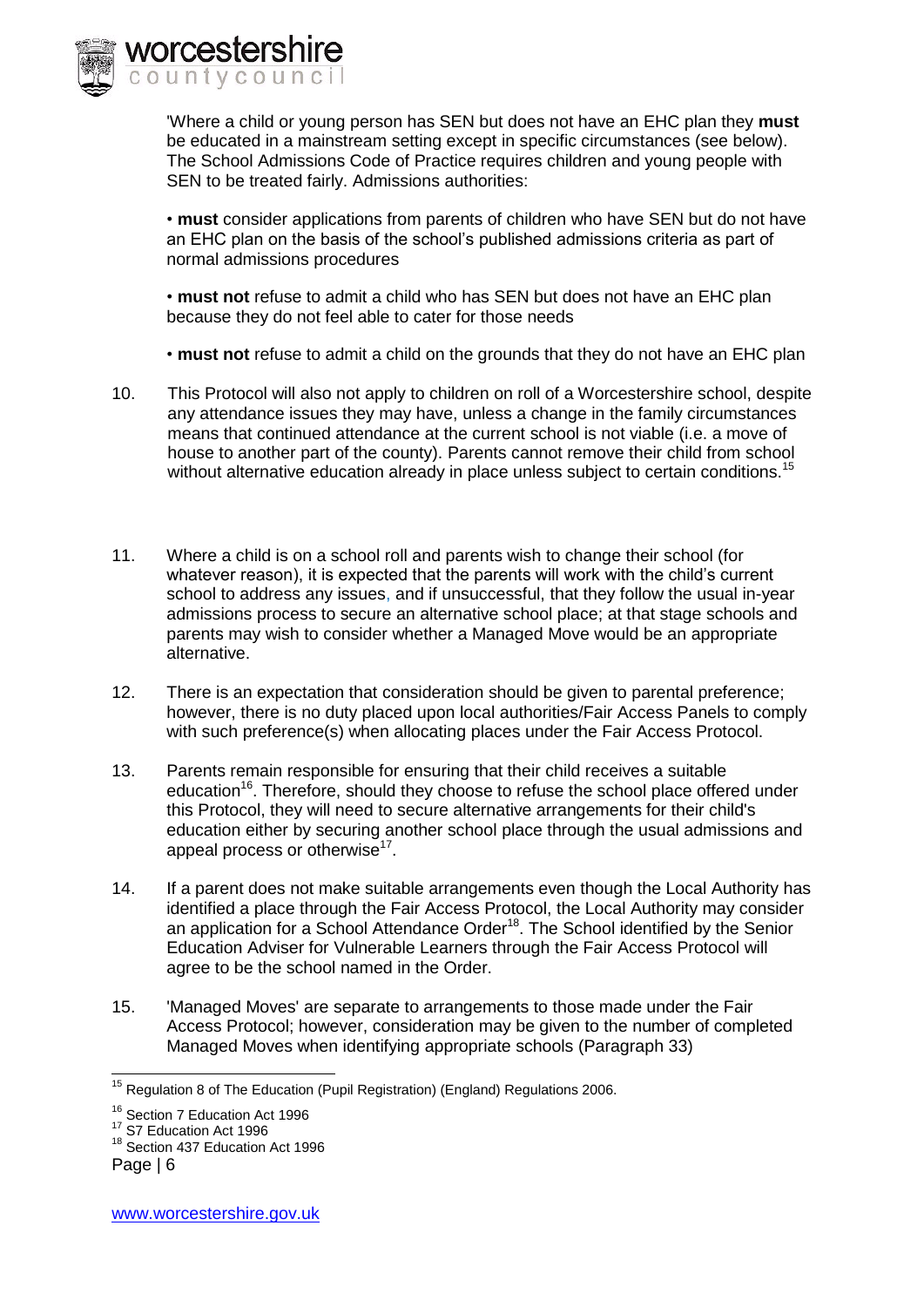'Where a child or young person has SEN but does not have an EHC plan they **must** be educated in a mainstream setting except in specific circumstances (see below). The School Admissions Code of Practice requires children and young people with SEN to be treated fairly. Admissions authorities:

• **must** consider applications from parents of children who have SEN but do not have an EHC plan on the basis of the school's published admissions criteria as part of normal admissions procedures

• **must not** refuse to admit a child who has SEN but does not have an EHC plan because they do not feel able to cater for those needs

• **must not** refuse to admit a child on the grounds that they do not have an EHC plan

10. This Protocol will also not apply to children on roll of a Worcestershire school, despite any attendance issues they may have, unless a change in the family circumstances means that continued attendance at the current school is not viable (i.e. a move of house to another part of the county). Parents cannot remove their child from school without alternative education already in place unless subject to certain conditions.[15]

11. Where a child is on a school roll and parents wish to change their school (for whatever reason), it is expected that the parents will work with the child's current school to address any issues, and if unsuccessful, that they follow the usual in-year admissions process to secure an alternative school place; at that stage schools and parents may wish to consider whether a Managed Move would be an appropriate alternative.

12. There is an expectation that consideration should be given to parental preference; however, there is no duty placed upon local authorities/Fair Access Panels to comply with such preference(s) when allocating places under the Fair Access Protocol.

13. Parents remain responsible for ensuring that their child receives a suitable education[16]. Therefore, should they choose to refuse the school place offered under this Protocol, they will need to secure alternative arrangements for their child's education either by securing another school place through the usual admissions and appeal process or otherwise[17].

14. If a parent does not make suitable arrangements even though the Local Authority has identified a place through the Fair Access Protocol, the Local Authority may consider an application for a School Attendance Order[18]. The School identified by the Senior Education Adviser for Vulnerable Learners through the Fair Access Protocol will agree to be the school named in the Order.

15. 'Managed Moves' are separate to arrangements to those made under the Fair Access Protocol; however, consideration may be given to the number of completed Managed Moves when identifying appropriate schools (Paragraph 33)

---

[15] Regulation 8 of The Education (Pupil Registration) (England) Regulations 2006.

[16] Section 7 Education Act 1996

[17] S7 Education Act 1996

[18] Section 437 Education Act 1996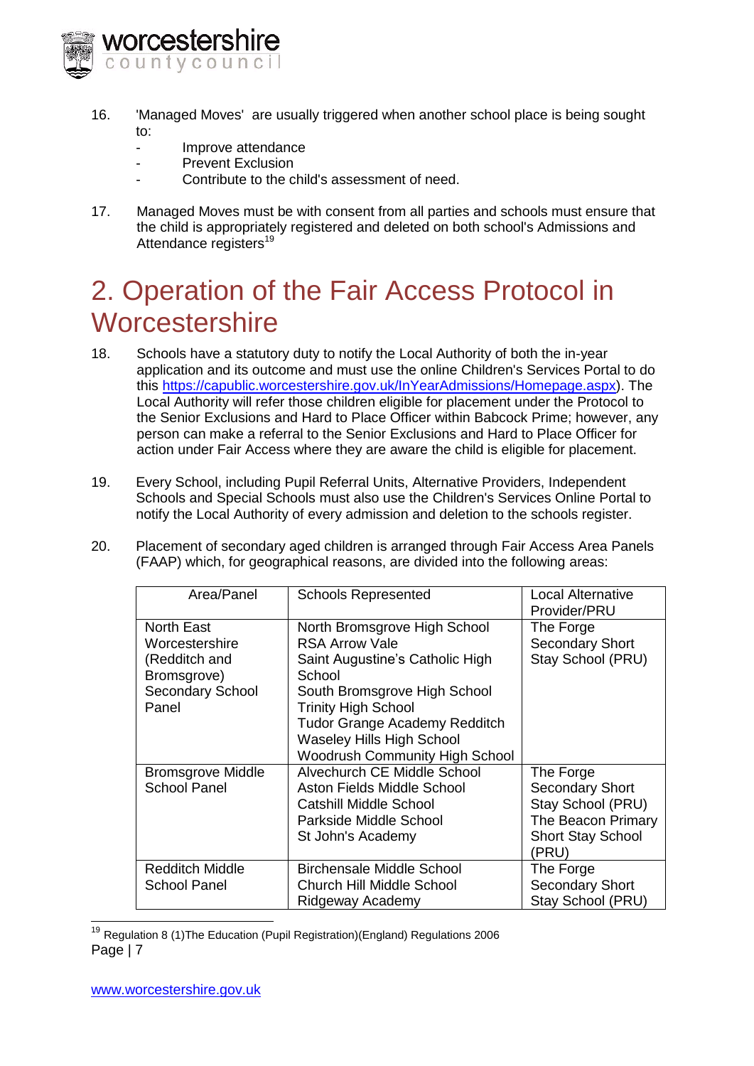16. 'Managed Moves' are usually triggered when another school place is being sought to:
    - Improve attendance
    - Prevent Exclusion
    - Contribute to the child's assessment of need.

17. Managed Moves must be with consent from all parties and schools must ensure that the child is appropriately registered and deleted on both school's Admissions and Attendance registers[19]

# 2. Operation of the Fair Access Protocol in Worcestershire

18. Schools have a statutory duty to notify the Local Authority of both the in-year application and its outcome and must use the online Children's Services Portal to do this https://capublic.worcestershire.gov.uk/InYearAdmissions/Homepage.aspx). The Local Authority will refer those children eligible for placement under the Protocol to the Senior Exclusions and Hard to Place Officer within Babcock Prime; however, any person can make a referral to the Senior Exclusions and Hard to Place Officer for action under Fair Access where they are aware the child is eligible for placement.

19. Every School, including Pupil Referral Units, Alternative Providers, Independent Schools and Special Schools must also use the Children's Services Online Portal to notify the Local Authority of every admission and deletion to the schools register.

20. Placement of secondary aged children is arranged through Fair Access Area Panels (FAAP) which, for geographical reasons, are divided into the following areas:

| Area/Panel | Schools Represented | Local Alternative Provider/PRU |
|---|---|---|
| North East Worcestershire (Redditch and Bromsgrove) Secondary School Panel | North Bromsgrove High School<br>RSA Arrow Vale<br>Saint Augustine's Catholic High School<br>South Bromsgrove High School<br>Trinity High School<br>Tudor Grange Academy Redditch<br>Waseley Hills High School<br>Woodrush Community High School | The Forge Secondary Short Stay School (PRU) |
| Bromsgrove Middle School Panel | Alvechurch CE Middle School<br>Aston Fields Middle School<br>Catshill Middle School<br>Parkside Middle School<br>St John's Academy | The Forge Secondary Short Stay School (PRU)<br>The Beacon Primary Short Stay School (PRU) |
| Redditch Middle School Panel | Birchensale Middle School<br>Church Hill Middle School<br>Ridgeway Academy | The Forge Secondary Short Stay School (PRU) |

[19] Regulation 8 (1)The Education (Pupil Registration)(England) Regulations 2006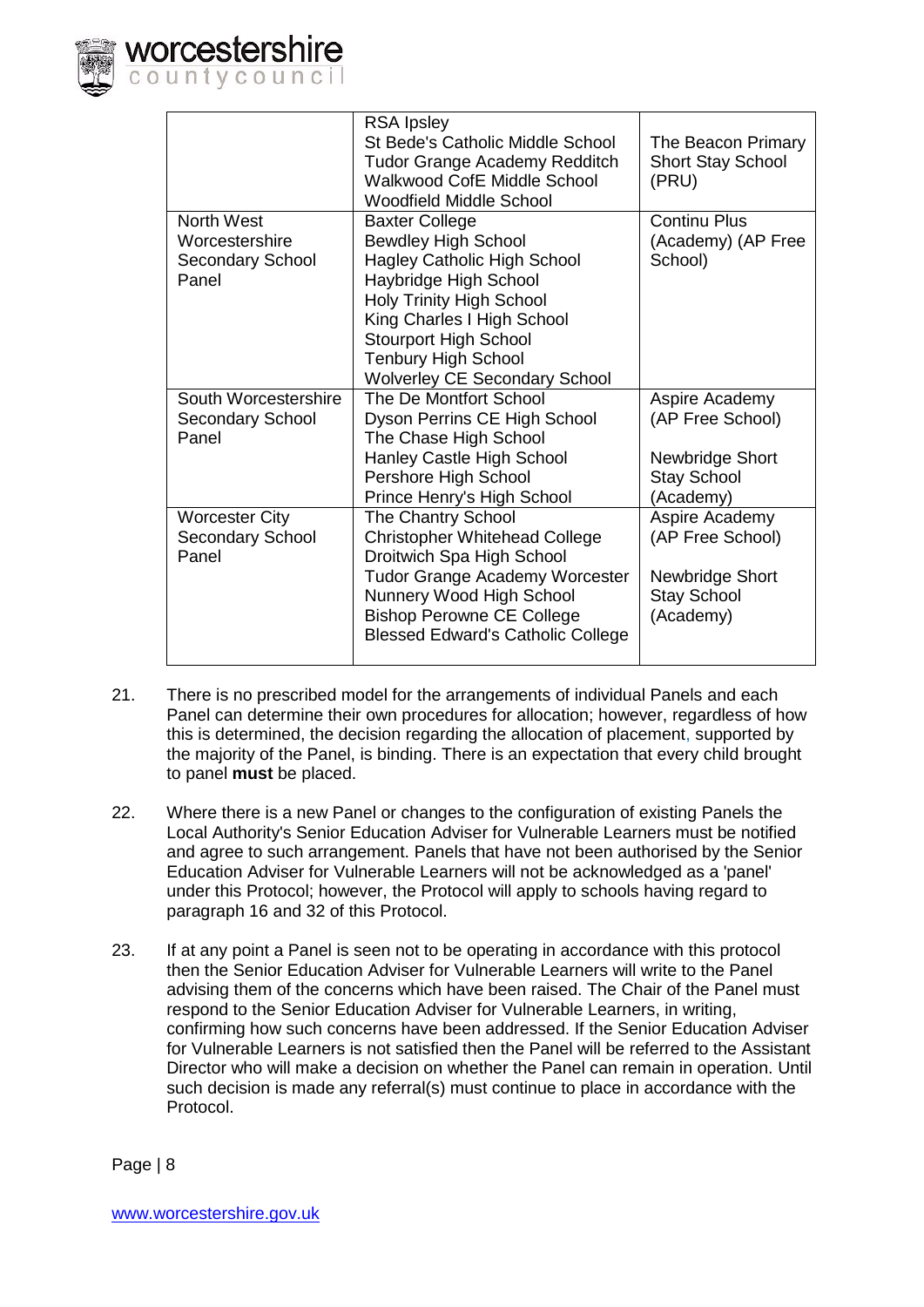| | | |
|---|---|---|
| | RSA Ipsley<br>St Bede's Catholic Middle School<br>Tudor Grange Academy Redditch<br>Walkwood CofE Middle School<br>Woodfield Middle School | The Beacon Primary Short Stay School (PRU) |
| North West Worcestershire Secondary School Panel | Baxter College<br>Bewdley High School<br>Hagley Catholic High School<br>Haybridge High School<br>Holy Trinity High School<br>King Charles I High School<br>Stourport High School<br>Tenbury High School<br>Wolverley CE Secondary School | Continu Plus (Academy) (AP Free School) |
| South Worcestershire Secondary School Panel | The De Montfort School<br>Dyson Perrins CE High School<br>The Chase High School<br>Hanley Castle High School<br>Pershore High School<br>Prince Henry's High School | Aspire Academy (AP Free School)<br><br>Newbridge Short Stay School (Academy) |
| Worcester City Secondary School Panel | The Chantry School<br>Christopher Whitehead College<br>Droitwich Spa High School<br>Tudor Grange Academy Worcester<br>Nunnery Wood High School<br>Bishop Perowne CE College<br>Blessed Edward's Catholic College | Aspire Academy (AP Free School)<br><br>Newbridge Short Stay School (Academy) |

21. There is no prescribed model for the arrangements of individual Panels and each Panel can determine their own procedures for allocation; however, regardless of how this is determined, the decision regarding the allocation of placement, supported by the majority of the Panel, is binding. There is an expectation that every child brought to panel **must** be placed.

22. Where there is a new Panel or changes to the configuration of existing Panels the Local Authority's Senior Education Adviser for Vulnerable Learners must be notified and agree to such arrangement. Panels that have not been authorised by the Senior Education Adviser for Vulnerable Learners will not be acknowledged as a 'panel' under this Protocol; however, the Protocol will apply to schools having regard to paragraph 16 and 32 of this Protocol.

23. If at any point a Panel is seen not to be operating in accordance with this protocol then the Senior Education Adviser for Vulnerable Learners will write to the Panel advising them of the concerns which have been raised. The Chair of the Panel must respond to the Senior Education Adviser for Vulnerable Learners, in writing, confirming how such concerns have been addressed. If the Senior Education Adviser for Vulnerable Learners is not satisfied then the Panel will be referred to the Assistant Director who will make a decision on whether the Panel can remain in operation. Until such decision is made any referral(s) must continue to place in accordance with the Protocol.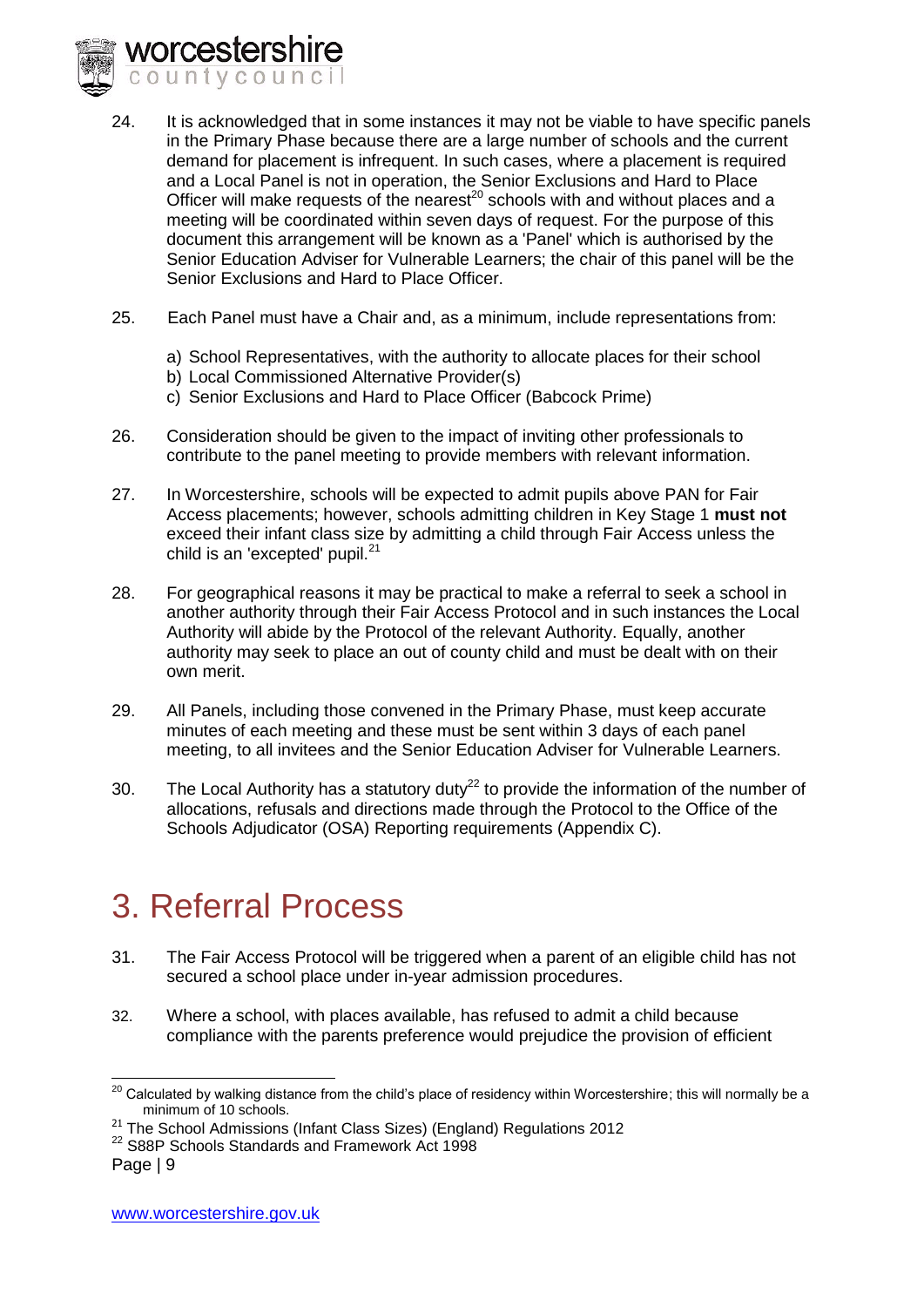24. It is acknowledged that in some instances it may not be viable to have specific panels in the Primary Phase because there are a large number of schools and the current demand for placement is infrequent. In such cases, where a placement is required and a Local Panel is not in operation, the Senior Exclusions and Hard to Place Officer will make requests of the nearest[20] schools with and without places and a meeting will be coordinated within seven days of request. For the purpose of this document this arrangement will be known as a 'Panel' which is authorised by the Senior Education Adviser for Vulnerable Learners; the chair of this panel will be the Senior Exclusions and Hard to Place Officer.

25. Each Panel must have a Chair and, as a minimum, include representations from:

    a) School Representatives, with the authority to allocate places for their school
    b) Local Commissioned Alternative Provider(s)
    c) Senior Exclusions and Hard to Place Officer (Babcock Prime)

26. Consideration should be given to the impact of inviting other professionals to contribute to the panel meeting to provide members with relevant information.

27. In Worcestershire, schools will be expected to admit pupils above PAN for Fair Access placements; however, schools admitting children in Key Stage 1 **must not** exceed their infant class size by admitting a child through Fair Access unless the child is an 'excepted' pupil.[21]

28. For geographical reasons it may be practical to make a referral to seek a school in another authority through their Fair Access Protocol and in such instances the Local Authority will abide by the Protocol of the relevant Authority. Equally, another authority may seek to place an out of county child and must be dealt with on their own merit.

29. All Panels, including those convened in the Primary Phase, must keep accurate minutes of each meeting and these must be sent within 3 days of each panel meeting, to all invitees and the Senior Education Adviser for Vulnerable Learners.

30. The Local Authority has a statutory duty[22] to provide the information of the number of allocations, refusals and directions made through the Protocol to the Office of the Schools Adjudicator (OSA) Reporting requirements (Appendix C).

# 3. Referral Process

31. The Fair Access Protocol will be triggered when a parent of an eligible child has not secured a school place under in-year admission procedures.

32. Where a school, with places available, has refused to admit a child because compliance with the parents preference would prejudice the provision of efficient

---

[20] Calculated by walking distance from the child's place of residency within Worcestershire; this will normally be a minimum of 10 schools.

[21] The School Admissions (Infant Class Sizes) (England) Regulations 2012

[22] S88P Schools Standards and Framework Act 1998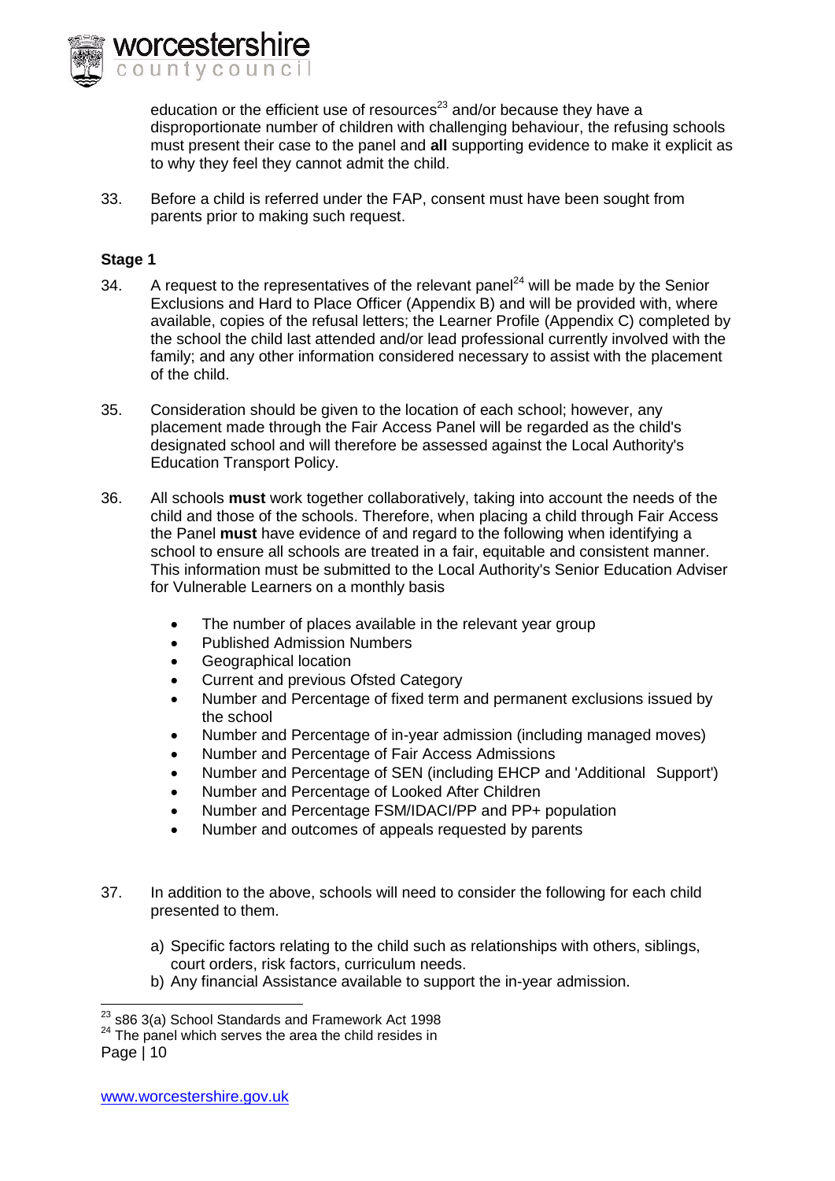education or the efficient use of resources[23] and/or because they have a disproportionate number of children with challenging behaviour, the refusing schools must present their case to the panel and **all** supporting evidence to make it explicit as to why they feel they cannot admit the child.

33. Before a child is referred under the FAP, consent must have been sought from parents prior to making such request.

**Stage 1**

34. A request to the representatives of the relevant panel[24] will be made by the Senior Exclusions and Hard to Place Officer (Appendix B) and will be provided with, where available, copies of the refusal letters; the Learner Profile (Appendix C) completed by the school the child last attended and/or lead professional currently involved with the family; and any other information considered necessary to assist with the placement of the child.

35. Consideration should be given to the location of each school; however, any placement made through the Fair Access Panel will be regarded as the child's designated school and will therefore be assessed against the Local Authority's Education Transport Policy.

36. All schools **must** work together collaboratively, taking into account the needs of the child and those of the schools. Therefore, when placing a child through Fair Access the Panel **must** have evidence of and regard to the following when identifying a school to ensure all schools are treated in a fair, equitable and consistent manner. This information must be submitted to the Local Authority's Senior Education Adviser for Vulnerable Learners on a monthly basis

- The number of places available in the relevant year group
- Published Admission Numbers
- Geographical location
- Current and previous Ofsted Category
- Number and Percentage of fixed term and permanent exclusions issued by the school
- Number and Percentage of in-year admission (including managed moves)
- Number and Percentage of Fair Access Admissions
- Number and Percentage of SEN (including EHCP and 'Additional Support')
- Number and Percentage of Looked After Children
- Number and Percentage FSM/IDACI/PP and PP+ population
- Number and outcomes of appeals requested by parents

37. In addition to the above, schools will need to consider the following for each child presented to them.

  a) Specific factors relating to the child such as relationships with others, siblings, court orders, risk factors, curriculum needs.
  b) Any financial Assistance available to support the in-year admission.

[23] s86 3(a) School Standards and Framework Act 1998

[24] The panel which serves the area the child resides in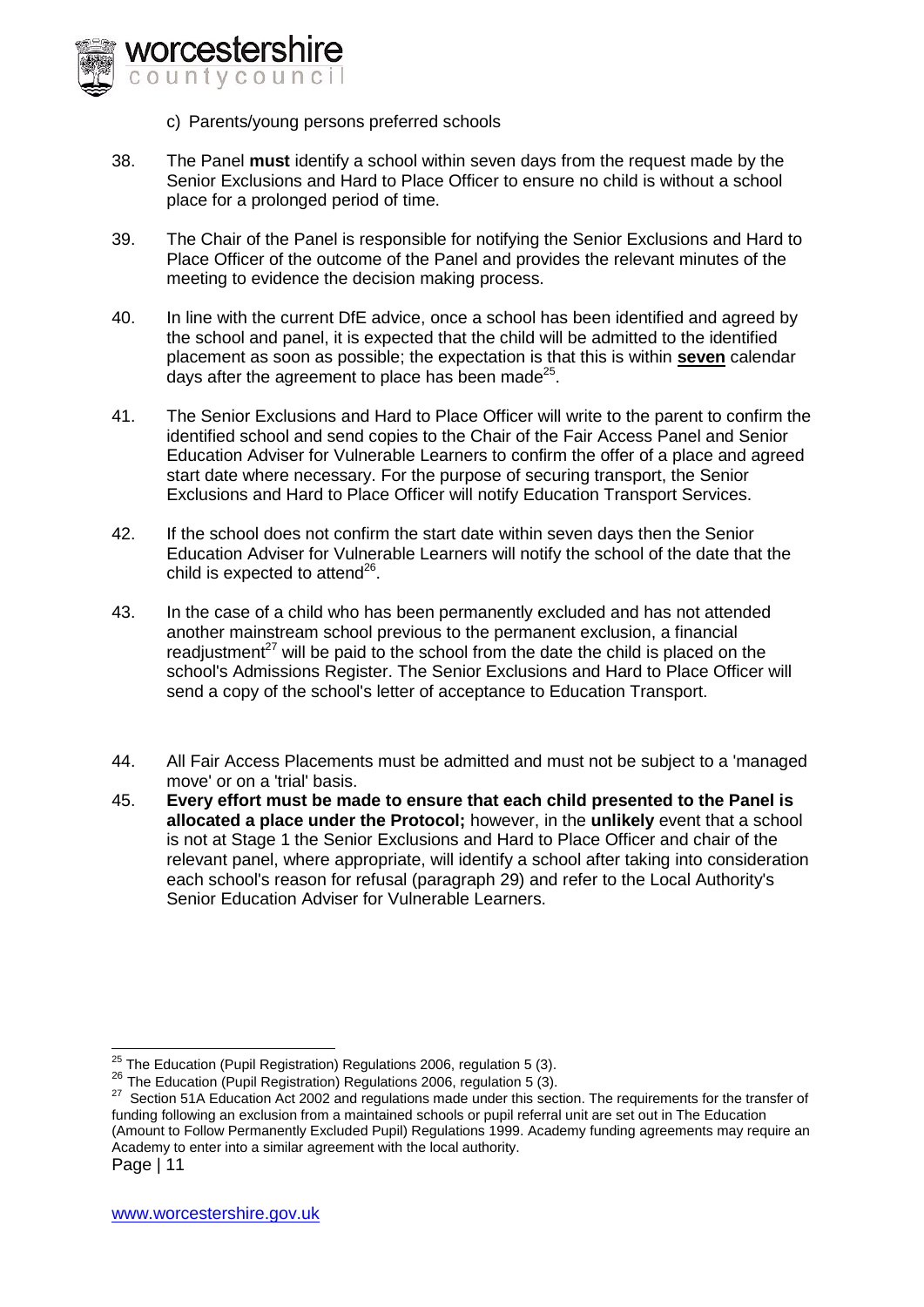c) Parents/young persons preferred schools

38. The Panel **must** identify a school within seven days from the request made by the Senior Exclusions and Hard to Place Officer to ensure no child is without a school place for a prolonged period of time.

39. The Chair of the Panel is responsible for notifying the Senior Exclusions and Hard to Place Officer of the outcome of the Panel and provides the relevant minutes of the meeting to evidence the decision making process.

40. In line with the current DfE advice, once a school has been identified and agreed by the school and panel, it is expected that the child will be admitted to the identified placement as soon as possible; the expectation is that this is within **seven** calendar days after the agreement to place has been made[25].

41. The Senior Exclusions and Hard to Place Officer will write to the parent to confirm the identified school and send copies to the Chair of the Fair Access Panel and Senior Education Adviser for Vulnerable Learners to confirm the offer of a place and agreed start date where necessary. For the purpose of securing transport, the Senior Exclusions and Hard to Place Officer will notify Education Transport Services.

42. If the school does not confirm the start date within seven days then the Senior Education Adviser for Vulnerable Learners will notify the school of the date that the child is expected to attend[26].

43. In the case of a child who has been permanently excluded and has not attended another mainstream school previous to the permanent exclusion, a financial readjustment[27] will be paid to the school from the date the child is placed on the school's Admissions Register. The Senior Exclusions and Hard to Place Officer will send a copy of the school's letter of acceptance to Education Transport.

44. All Fair Access Placements must be admitted and must not be subject to a 'managed move' or on a 'trial' basis.

45. **Every effort must be made to ensure that each child presented to the Panel is allocated a place under the Protocol;** however, in the **unlikely** event that a school is not at Stage 1 the Senior Exclusions and Hard to Place Officer and chair of the relevant panel, where appropriate, will identify a school after taking into consideration each school's reason for refusal (paragraph 29) and refer to the Local Authority's Senior Education Adviser for Vulnerable Learners.

---

[25] The Education (Pupil Registration) Regulations 2006, regulation 5 (3).

[26] The Education (Pupil Registration) Regulations 2006, regulation 5 (3).

[27] Section 51A Education Act 2002 and regulations made under this section. The requirements for the transfer of funding following an exclusion from a maintained schools or pupil referral unit are set out in The Education (Amount to Follow Permanently Excluded Pupil) Regulations 1999. Academy funding agreements may require an Academy to enter into a similar agreement with the local authority.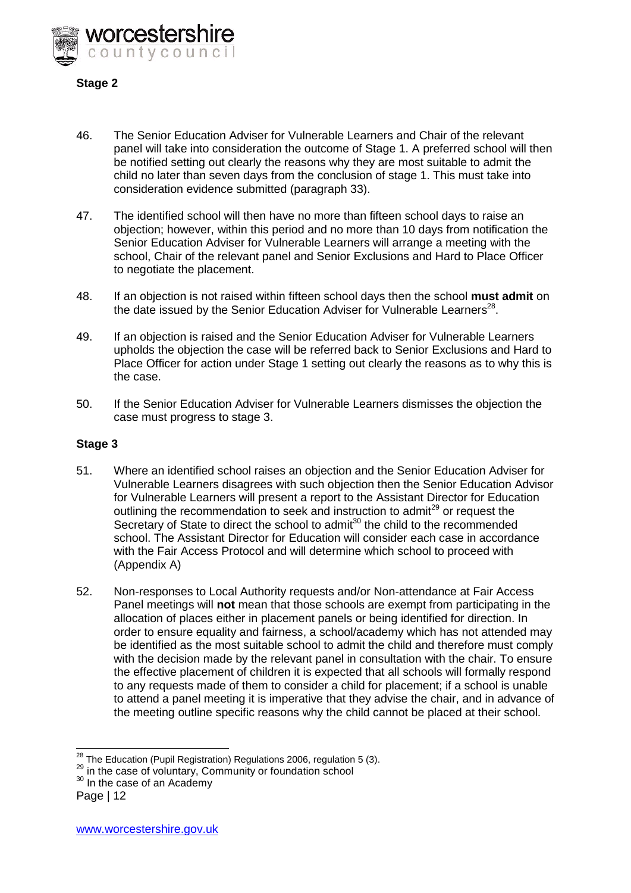### Stage 2

46. The Senior Education Adviser for Vulnerable Learners and Chair of the relevant panel will take into consideration the outcome of Stage 1. A preferred school will then be notified setting out clearly the reasons why they are most suitable to admit the child no later than seven days from the conclusion of stage 1. This must take into consideration evidence submitted (paragraph 33).

47. The identified school will then have no more than fifteen school days to raise an objection; however, within this period and no more than 10 days from notification the Senior Education Adviser for Vulnerable Learners will arrange a meeting with the school, Chair of the relevant panel and Senior Exclusions and Hard to Place Officer to negotiate the placement.

48. If an objection is not raised within fifteen school days then the school **must admit** on the date issued by the Senior Education Adviser for Vulnerable Learners[28].

49. If an objection is raised and the Senior Education Adviser for Vulnerable Learners upholds the objection the case will be referred back to Senior Exclusions and Hard to Place Officer for action under Stage 1 setting out clearly the reasons as to why this is the case.

50. If the Senior Education Adviser for Vulnerable Learners dismisses the objection the case must progress to stage 3.

### Stage 3

51. Where an identified school raises an objection and the Senior Education Adviser for Vulnerable Learners disagrees with such objection then the Senior Education Advisor for Vulnerable Learners will present a report to the Assistant Director for Education outlining the recommendation to seek and instruction to admit[29] or request the Secretary of State to direct the school to admit[30] the child to the recommended school. The Assistant Director for Education will consider each case in accordance with the Fair Access Protocol and will determine which school to proceed with (Appendix A)

52. Non-responses to Local Authority requests and/or Non-attendance at Fair Access Panel meetings will **not** mean that those schools are exempt from participating in the allocation of places either in placement panels or being identified for direction. In order to ensure equality and fairness, a school/academy which has not attended may be identified as the most suitable school to admit the child and therefore must comply with the decision made by the relevant panel in consultation with the chair. To ensure the effective placement of children it is expected that all schools will formally respond to any requests made of them to consider a child for placement; if a school is unable to attend a panel meeting it is imperative that they advise the chair, and in advance of the meeting outline specific reasons why the child cannot be placed at their school.

---

[28] The Education (Pupil Registration) Regulations 2006, regulation 5 (3).

[29] in the case of voluntary, Community or foundation school

[30] In the case of an Academy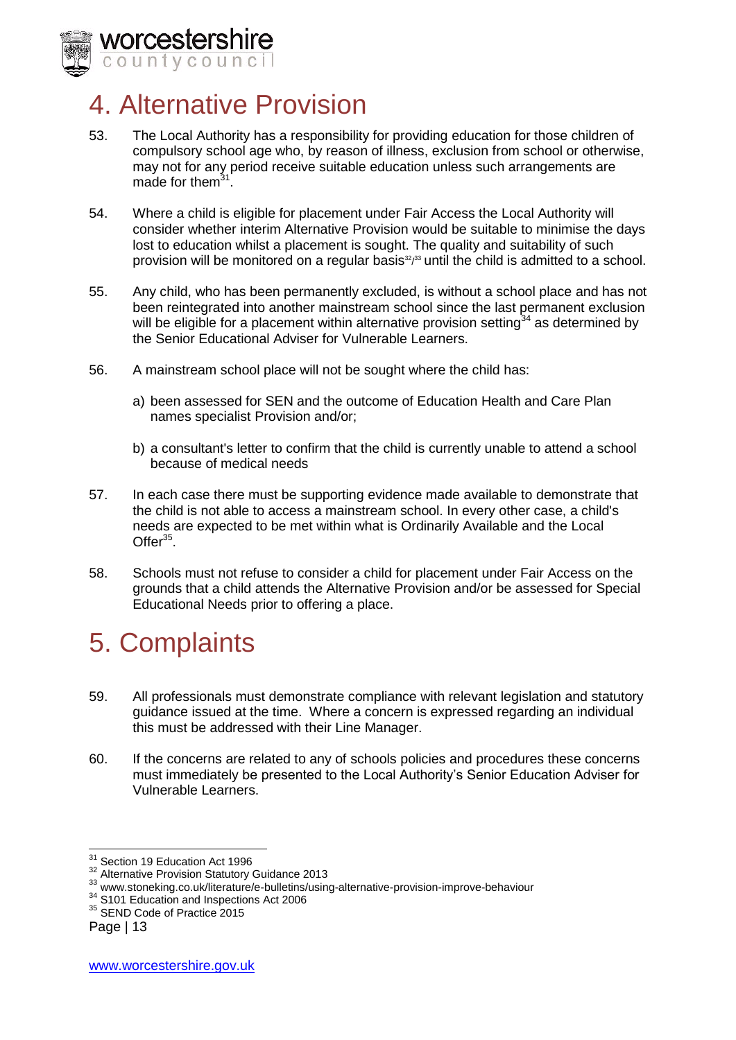# 4. Alternative Provision

53. The Local Authority has a responsibility for providing education for those children of compulsory school age who, by reason of illness, exclusion from school or otherwise, may not for any period receive suitable education unless such arrangements are made for them[31].

54. Where a child is eligible for placement under Fair Access the Local Authority will consider whether interim Alternative Provision would be suitable to minimise the days lost to education whilst a placement is sought. The quality and suitability of such provision will be monitored on a regular basis[32]/[33] until the child is admitted to a school.

55. Any child, who has been permanently excluded, is without a school place and has not been reintegrated into another mainstream school since the last permanent exclusion will be eligible for a placement within alternative provision setting[34] as determined by the Senior Educational Adviser for Vulnerable Learners.

56. A mainstream school place will not be sought where the child has:

    a) been assessed for SEN and the outcome of Education Health and Care Plan names specialist Provision and/or;

    b) a consultant's letter to confirm that the child is currently unable to attend a school because of medical needs

57. In each case there must be supporting evidence made available to demonstrate that the child is not able to access a mainstream school. In every other case, a child's needs are expected to be met within what is Ordinarily Available and the Local Offer[35].

58. Schools must not refuse to consider a child for placement under Fair Access on the grounds that a child attends the Alternative Provision and/or be assessed for Special Educational Needs prior to offering a place.

# 5. Complaints

59. All professionals must demonstrate compliance with relevant legislation and statutory guidance issued at the time. Where a concern is expressed regarding an individual this must be addressed with their Line Manager.

60. If the concerns are related to any of schools policies and procedures these concerns must immediately be presented to the Local Authority's Senior Education Adviser for Vulnerable Learners.

---

[31] Section 19 Education Act 1996

[32] Alternative Provision Statutory Guidance 2013

[33] www.stoneking.co.uk/literature/e-bulletins/using-alternative-provision-improve-behaviour

[34] S101 Education and Inspections Act 2006

[35] SEND Code of Practice 2015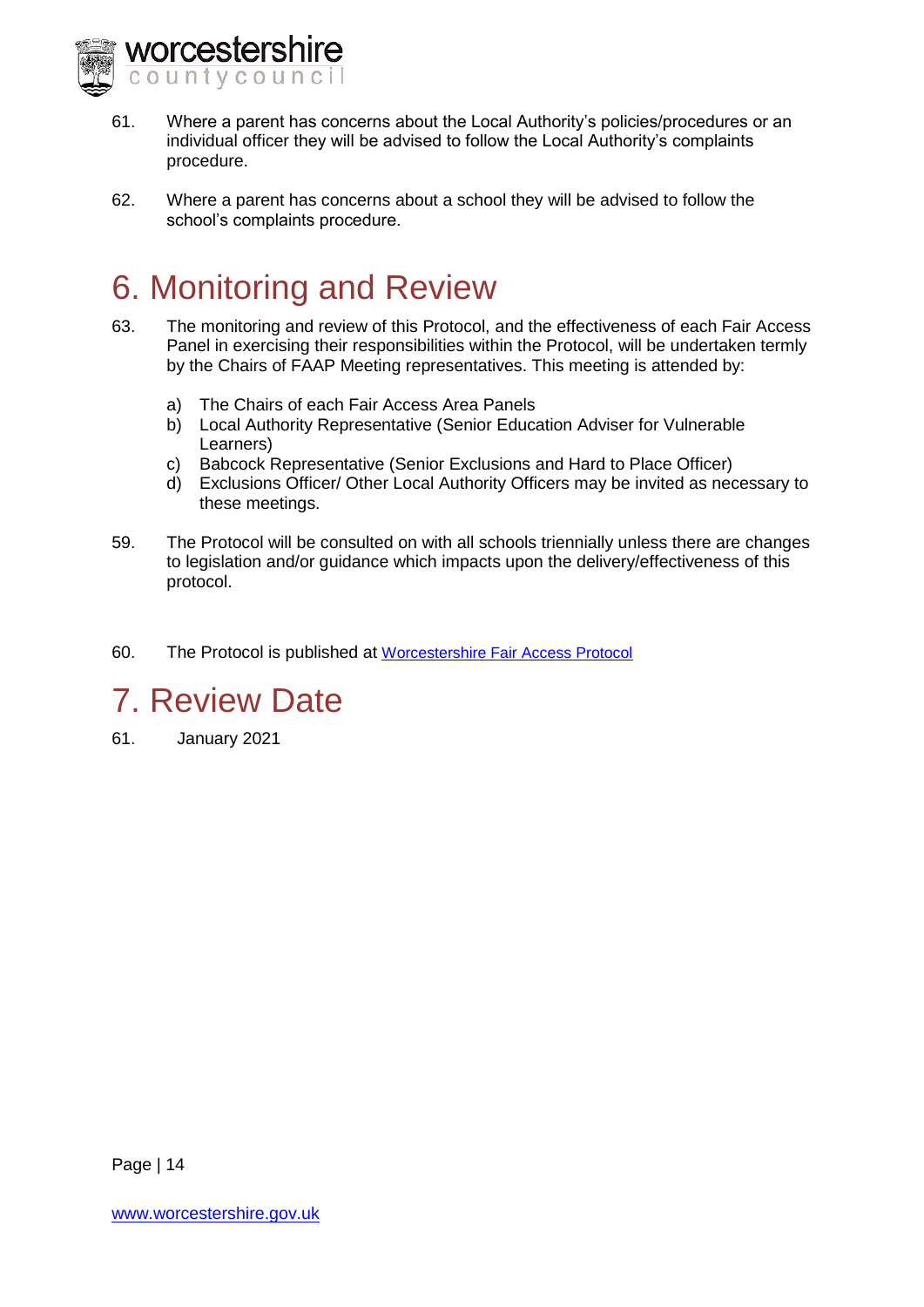61. Where a parent has concerns about the Local Authority's policies/procedures or an individual officer they will be advised to follow the Local Authority's complaints procedure.

62. Where a parent has concerns about a school they will be advised to follow the school's complaints procedure.

# 6. Monitoring and Review

63. The monitoring and review of this Protocol, and the effectiveness of each Fair Access Panel in exercising their responsibilities within the Protocol, will be undertaken termly by the Chairs of FAAP Meeting representatives. This meeting is attended by:

    a) The Chairs of each Fair Access Area Panels
    b) Local Authority Representative (Senior Education Adviser for Vulnerable Learners)
    c) Babcock Representative (Senior Exclusions and Hard to Place Officer)
    d) Exclusions Officer/ Other Local Authority Officers may be invited as necessary to these meetings.

59. The Protocol will be consulted on with all schools triennially unless there are changes to legislation and/or guidance which impacts upon the delivery/effectiveness of this protocol.

60. The Protocol is published at [Worcestershire Fair Access Protocol]

# 7. Review Date

61. January 2021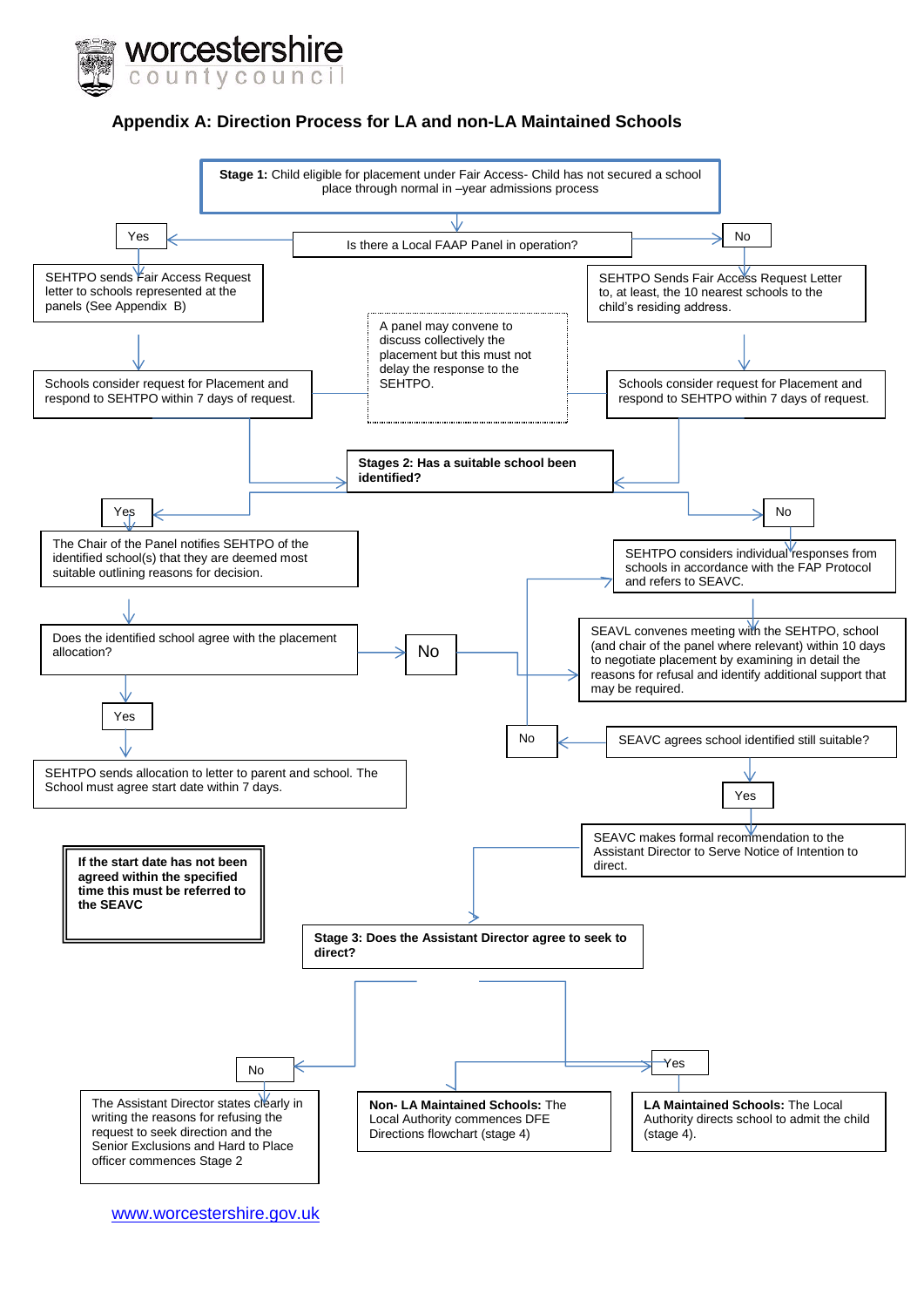worcestershire countycouncil

## Appendix A: Direction Process for LA and non-LA Maintained Schools

**Stage 1:** Child eligible for placement under Fair Access- Child has not secured a school place through normal in –year admissions process

Is there a Local FAAP Panel in operation?

Yes

SEHTPO sends Fair Access Request letter to schools represented at the panels (See Appendix B)

Schools consider request for Placement and respond to SEHTPO within 7 days of request.

No

SEHTPO Sends Fair Access Request Letter to, at least, the 10 nearest schools to the child's residing address.

Schools consider request for Placement and respond to SEHTPO within 7 days of request.

A panel may convene to discuss collectively the placement but this must not delay the response to the SEHTPO.

**Stages 2: Has a suitable school been identified?**

Yes

The Chair of the Panel notifies SEHTPO of the identified school(s) that they are deemed most suitable outlining reasons for decision.

Does the identified school agree with the placement allocation?

Yes

SEHTPO sends allocation to letter to parent and school. The School must agree start date within 7 days.

No

SEHTPO considers individual responses from schools in accordance with the FAP Protocol and refers to SEAVC.

SEAVL convenes meeting with the SEHTPO, school (and chair of the panel where relevant) within 10 days to negotiate placement by examining in detail the reasons for refusal and identify additional support that may be required.

SEAVC agrees school identified still suitable?

No

Yes

SEAVC makes formal recommendation to the Assistant Director to Serve Notice of Intention to direct.

**If the start date has not been agreed within the specified time this must be referred to the SEAVC**

**Stage 3: Does the Assistant Director agree to seek to direct?**

No

The Assistant Director states clearly in writing the reasons for refusing the request to seek direction and the Senior Exclusions and Hard to Place officer commences Stage 2

Yes

**Non- LA Maintained Schools:** The Local Authority commences DFE Directions flowchart (stage 4)

**LA Maintained Schools:** The Local Authority directs school to admit the child (stage 4).

www.worcestershire.gov.uk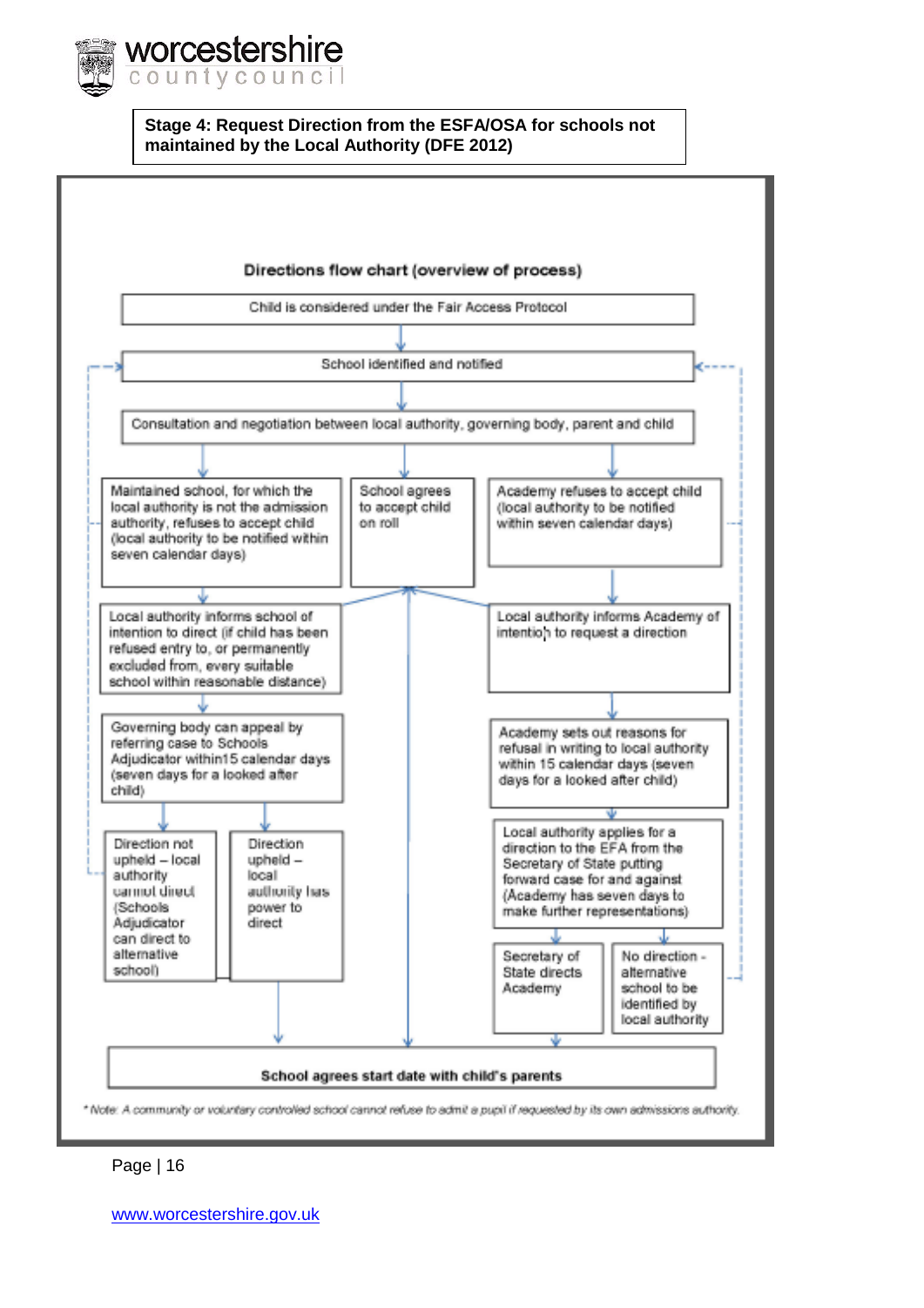**Stage 4: Request Direction from the ESFA/OSA for schools not maintained by the Local Authority (DFE 2012)**

**Directions flow chart (overview of process)**

Child is considered under the Fair Access Protocol

School identified and notified

Consultation and negotiation between local authority, governing body, parent and child

Maintained school, for which the local authority is not the admission authority, refuses to accept child (local authority to be notified within seven calendar days)

School agrees to accept child on roll

Academy refuses to accept child (local authority to be notified within seven calendar days)

Local authority informs school of intention to direct (if child has been refused entry to, or permanently excluded from, every suitable school within reasonable distance)

Local authority informs Academy of intention to request a direction

Governing body can appeal by referring case to Schools Adjudicator within15 calendar days (seven days for a looked after child)

Academy sets out reasons for refusal in writing to local authority within 15 calendar days (seven days for a looked after child)

Direction not upheld – local authority cannot direct (Schools Adjudicator can direct to alternative school)

Direction upheld – local authority has power to direct

Local authority applies for a direction to the EFA from the Secretary of State putting forward case for and against (Academy has seven days to make further representations)

Secretary of State directs Academy

No direction - alternative school to be identified by local authority

**School agrees start date with child's parents**

*\* Note: A community or voluntary controlled school cannot refuse to admit a pupil if requested by its own admissions authority.*

www.worcestershire.gov.uk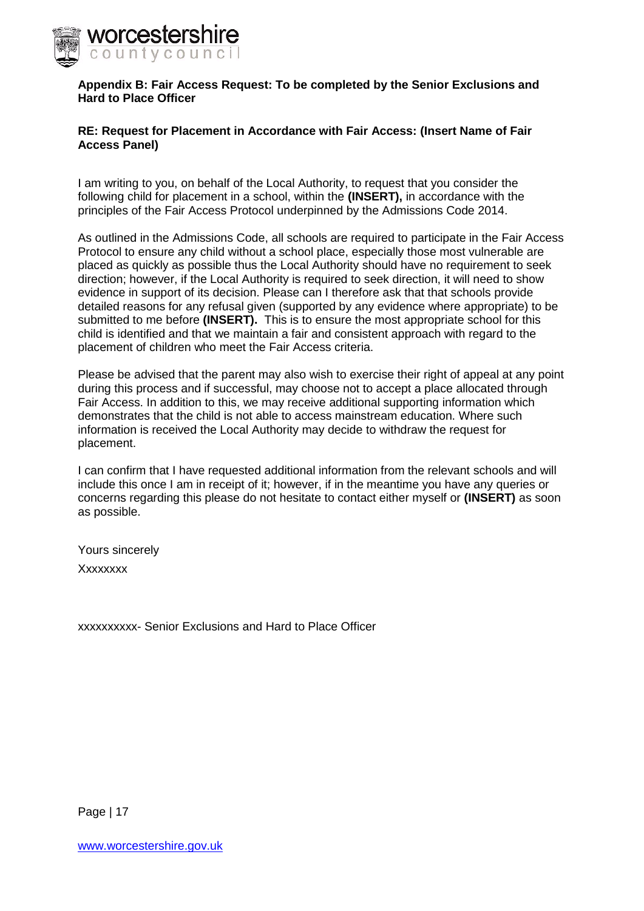**Appendix B: Fair Access Request: To be completed by the Senior Exclusions and Hard to Place Officer**

**RE: Request for Placement in Accordance with Fair Access: (Insert Name of Fair Access Panel)**

I am writing to you, on behalf of the Local Authority, to request that you consider the following child for placement in a school, within the **(INSERT),** in accordance with the principles of the Fair Access Protocol underpinned by the Admissions Code 2014.

As outlined in the Admissions Code, all schools are required to participate in the Fair Access Protocol to ensure any child without a school place, especially those most vulnerable are placed as quickly as possible thus the Local Authority should have no requirement to seek direction; however, if the Local Authority is required to seek direction, it will need to show evidence in support of its decision. Please can I therefore ask that that schools provide detailed reasons for any refusal given (supported by any evidence where appropriate) to be submitted to me before **(INSERT).** This is to ensure the most appropriate school for this child is identified and that we maintain a fair and consistent approach with regard to the placement of children who meet the Fair Access criteria.

Please be advised that the parent may also wish to exercise their right of appeal at any point during this process and if successful, may choose not to accept a place allocated through Fair Access. In addition to this, we may receive additional supporting information which demonstrates that the child is not able to access mainstream education. Where such information is received the Local Authority may decide to withdraw the request for placement.

I can confirm that I have requested additional information from the relevant schools and will include this once I am in receipt of it; however, if in the meantime you have any queries or concerns regarding this please do not hesitate to contact either myself or **(INSERT)** as soon as possible.

Yours sincerely

Xxxxxxxx

xxxxxxxxxx- Senior Exclusions and Hard to Place Officer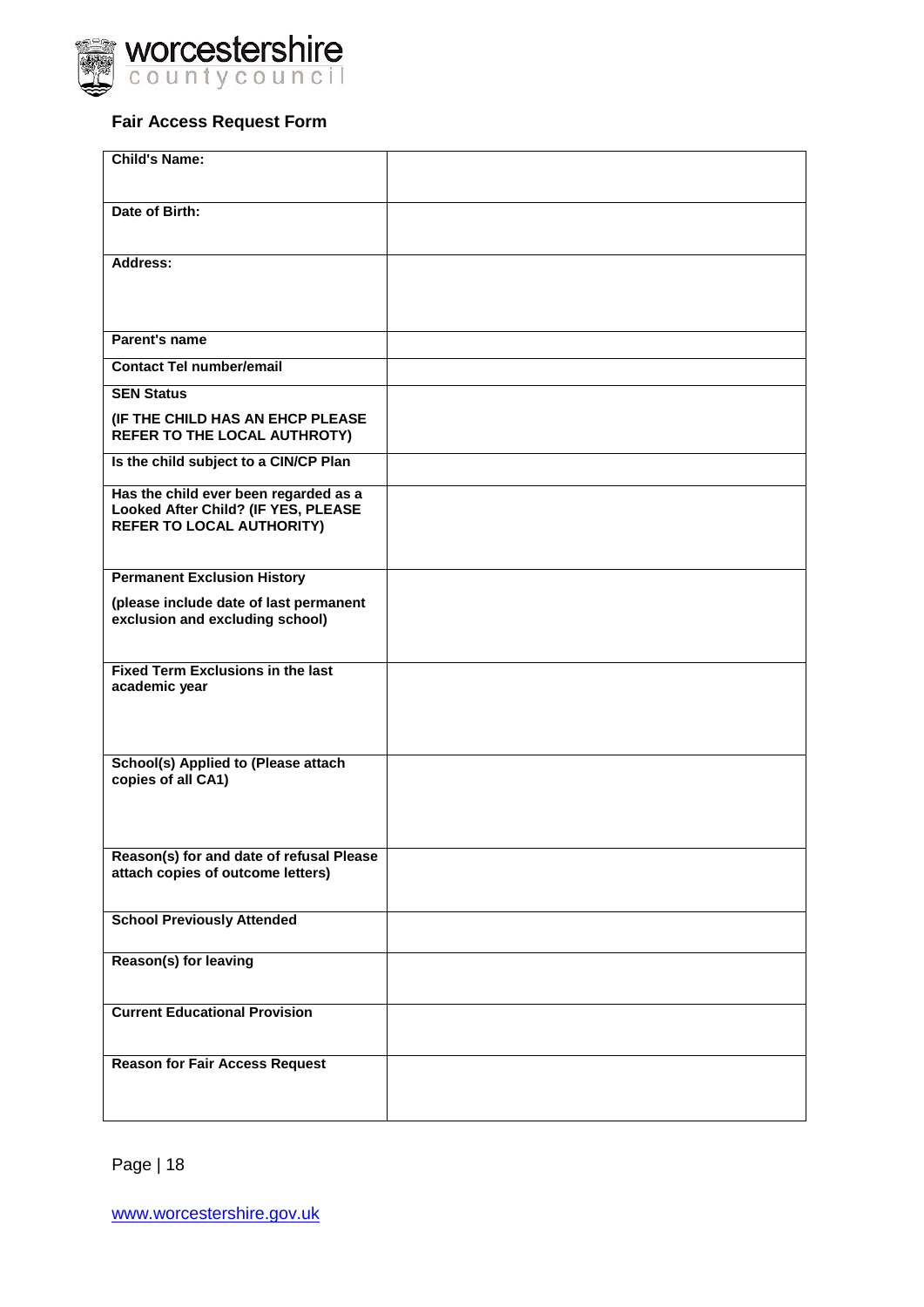## Fair Access Request Form

| | |
|---|---|
| **Child's Name:** | |
| **Date of Birth:** | |
| **Address:** | |
| **Parent's name** | |
| **Contact Tel number/email** | |
| **SEN Status**<br><br>**(IF THE CHILD HAS AN EHCP PLEASE REFER TO THE LOCAL AUTHROTY)** | |
| **Is the child subject to a CIN/CP Plan** | |
| **Has the child ever been regarded as a Looked After Child? (IF YES, PLEASE REFER TO LOCAL AUTHORITY)** | |
| **Permanent Exclusion History**<br><br>**(please include date of last permanent exclusion and excluding school)** | |
| **Fixed Term Exclusions in the last academic year** | |
| **School(s) Applied to (Please attach copies of all CA1)** | |
| **Reason(s) for and date of refusal Please attach copies of outcome letters)** | |
| **School Previously Attended** | |
| **Reason(s) for leaving** | |
| **Current Educational Provision** | |
| **Reason for Fair Access Request** | |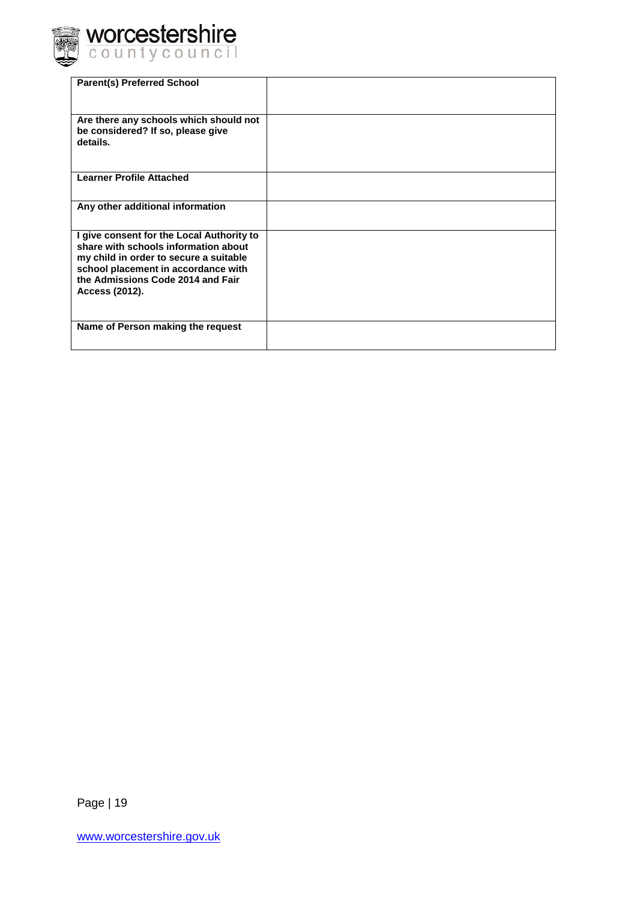| **Parent(s) Preferred School** | |
|---|---|
| **Are there any schools which should not be considered? If so, please give details.** | |
| **Learner Profile Attached** | |
| **Any other additional information** | |
| **I give consent for the Local Authority to share with schools information about my child in order to secure a suitable school placement in accordance with the Admissions Code 2014 and Fair Access (2012).** | |
| **Name of Person making the request** | |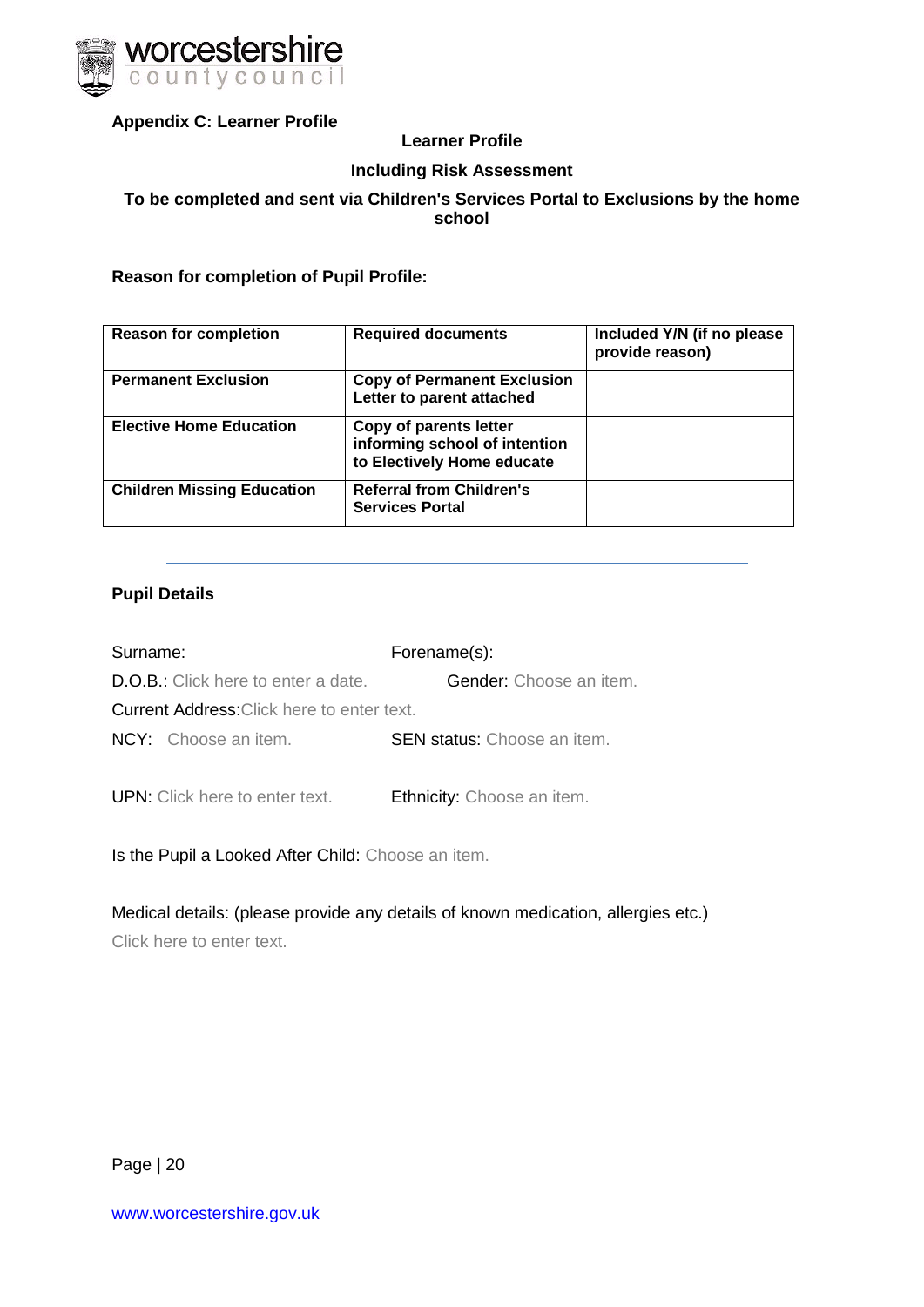**Appendix C: Learner Profile**

**Learner Profile**

**Including Risk Assessment**

**To be completed and sent via Children's Services Portal to Exclusions by the home school**

**Reason for completion of Pupil Profile:**

| Reason for completion | Required documents | Included Y/N (if no please provide reason) |
|---|---|---|
| **Permanent Exclusion** | **Copy of Permanent Exclusion Letter to parent attached** | |
| **Elective Home Education** | **Copy of parents letter informing school of intention to Electively Home educate** | |
| **Children Missing Education** | **Referral from Children's Services Portal** | |

---

**Pupil Details**

Surname: Forename(s):

D.O.B.: Click here to enter a date. Gender: Choose an item.

Current Address: Click here to enter text.

NCY: Choose an item. SEN status: Choose an item.

UPN: Click here to enter text. Ethnicity: Choose an item.

Is the Pupil a Looked After Child: Choose an item.

Medical details: (please provide any details of known medication, allergies etc.)
Click here to enter text.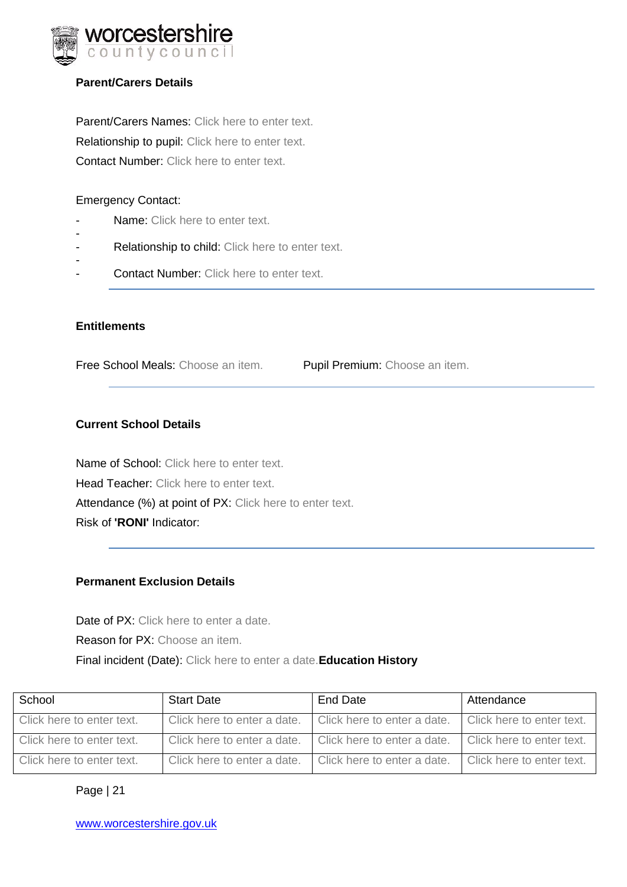**Parent/Carers Details**

Parent/Carers Names: Click here to enter text.
Relationship to pupil: Click here to enter text.
Contact Number: Click here to enter text.

Emergency Contact:

- Name: Click here to enter text.
- Relationship to child: Click here to enter text.
- Contact Number: Click here to enter text.

**Entitlements**

Free School Meals: Choose an item. Pupil Premium: Choose an item.

**Current School Details**

Name of School: Click here to enter text.
Head Teacher: Click here to enter text.
Attendance (%) at point of PX: Click here to enter text.
Risk of **'RONI'** Indicator:

**Permanent Exclusion Details**

Date of PX: Click here to enter a date.
Reason for PX: Choose an item.
Final incident (Date): Click here to enter a date.

**Education History**

| School | Start Date | End Date | Attendance |
|---|---|---|---|
| Click here to enter text. | Click here to enter a date. | Click here to enter a date. | Click here to enter text. |
| Click here to enter text. | Click here to enter a date. | Click here to enter a date. | Click here to enter text. |
| Click here to enter text. | Click here to enter a date. | Click here to enter a date. | Click here to enter text. |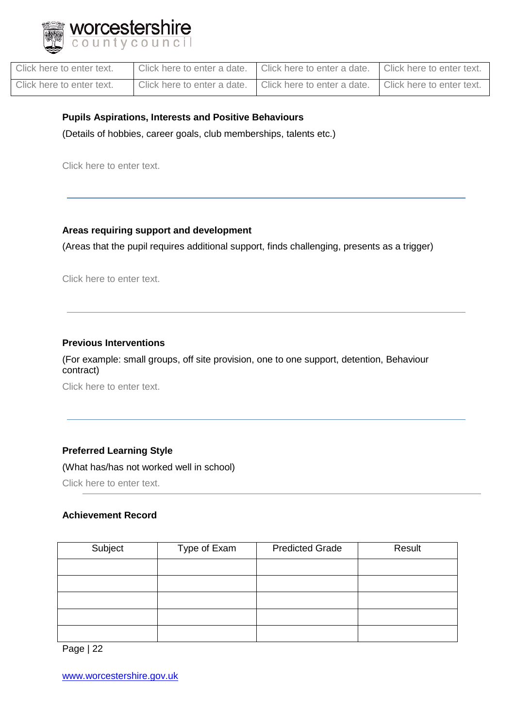| Click here to enter text. | Click here to enter a date. | Click here to enter a date. | Click here to enter text. |
|---|---|---|---|
| Click here to enter text. | Click here to enter a date. | Click here to enter a date. | Click here to enter text. |

**Pupils Aspirations, Interests and Positive Behaviours**

(Details of hobbies, career goals, club memberships, talents etc.)

Click here to enter text.

---

**Areas requiring support and development**

(Areas that the pupil requires additional support, finds challenging, presents as a trigger)

Click here to enter text.

---

**Previous Interventions**

(For example: small groups, off site provision, one to one support, detention, Behaviour contract)

Click here to enter text.

---

**Preferred Learning Style**

(What has/has not worked well in school)

Click here to enter text.

---

**Achievement Record**

| Subject | Type of Exam | Predicted Grade | Result |
|---|---|---|---|
| | | | |
| | | | |
| | | | |
| | | | |
| | | | |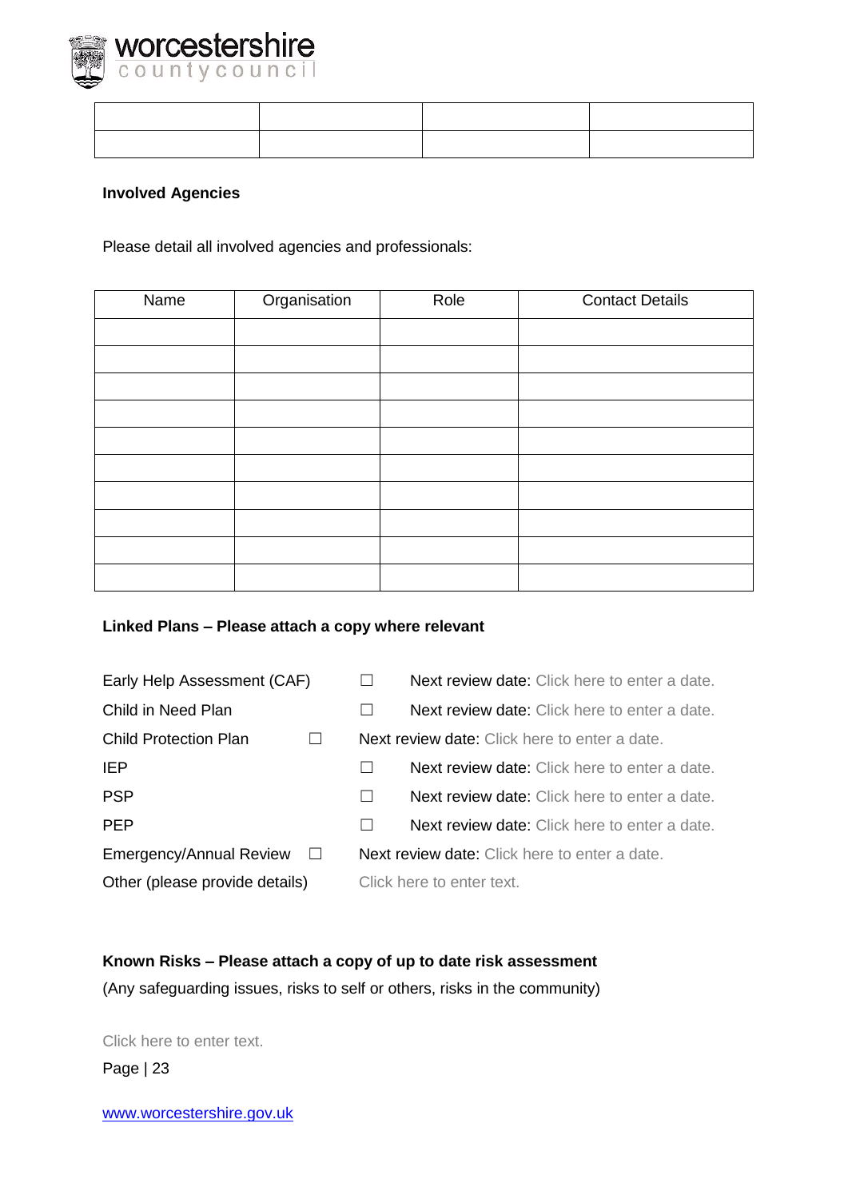| | | | |
|---|---|---|---|
| | | | |
| | | | |

**Involved Agencies**

Please detail all involved agencies and professionals:

| Name | Organisation | Role | Contact Details |
|---|---|---|---|
| | | | |
| | | | |
| | | | |
| | | | |
| | | | |
| | | | |
| | | | |
| | | | |
| | | | |
| | | | |

**Linked Plans – Please attach a copy where relevant**

Early Help Assessment (CAF) ☐ Next review date: Click here to enter a date.

Child in Need Plan ☐ Next review date: Click here to enter a date.

Child Protection Plan ☐ Next review date: Click here to enter a date.

IEP ☐ Next review date: Click here to enter a date.

PSP ☐ Next review date: Click here to enter a date.

PEP ☐ Next review date: Click here to enter a date.

Emergency/Annual Review ☐ Next review date: Click here to enter a date.

Other (please provide details) Click here to enter text.

**Known Risks – Please attach a copy of up to date risk assessment**

(Any safeguarding issues, risks to self or others, risks in the community)

Click here to enter text.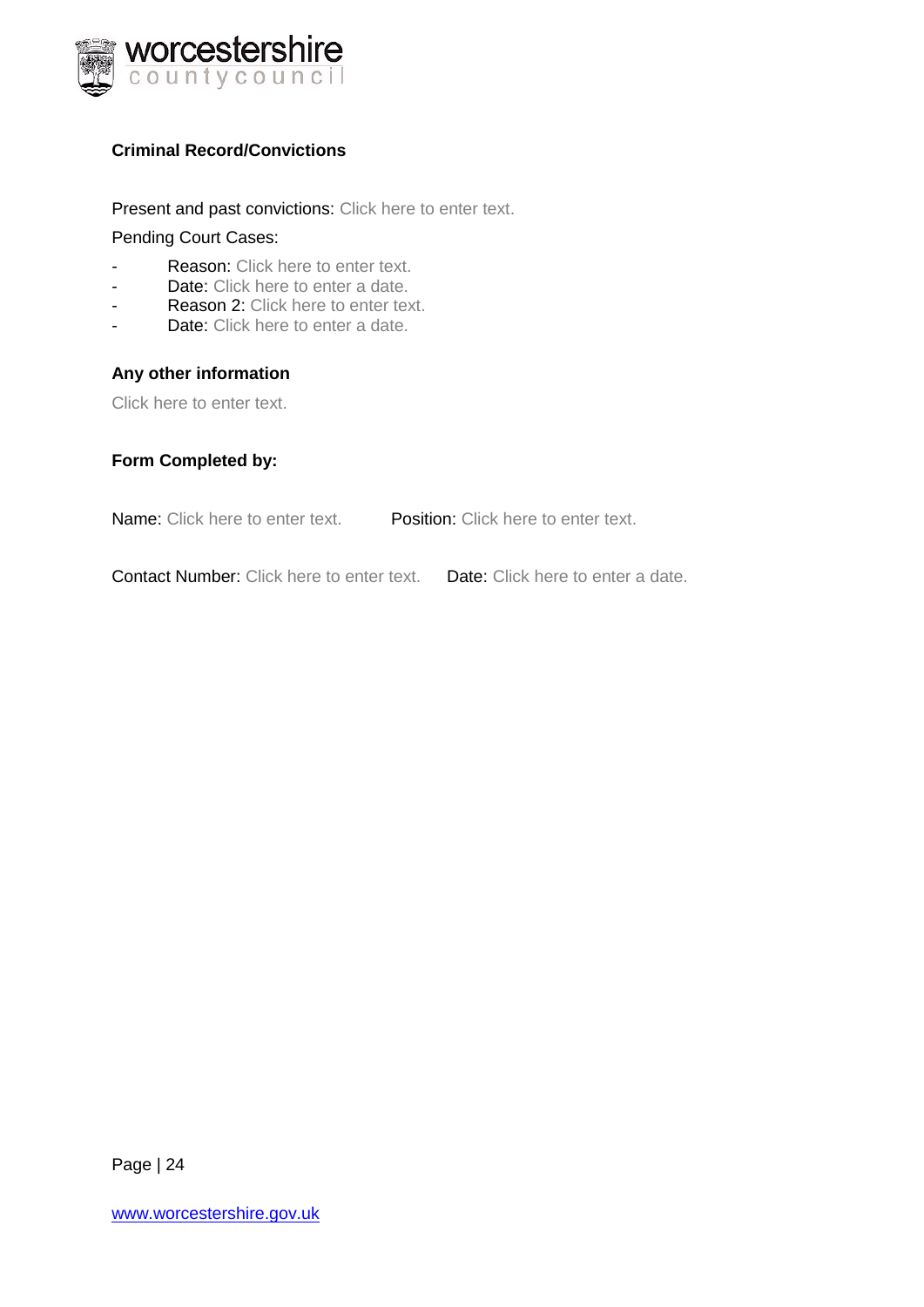**Criminal Record/Convictions**

Present and past convictions: Click here to enter text.

Pending Court Cases:

- Reason: Click here to enter text.
- Date: Click here to enter a date.
- Reason 2: Click here to enter text.
- Date: Click here to enter a date.

**Any other information**

Click here to enter text.

**Form Completed by:**

Name: Click here to enter text.   Position: Click here to enter text.

Contact Number: Click here to enter text.   Date: Click here to enter a date.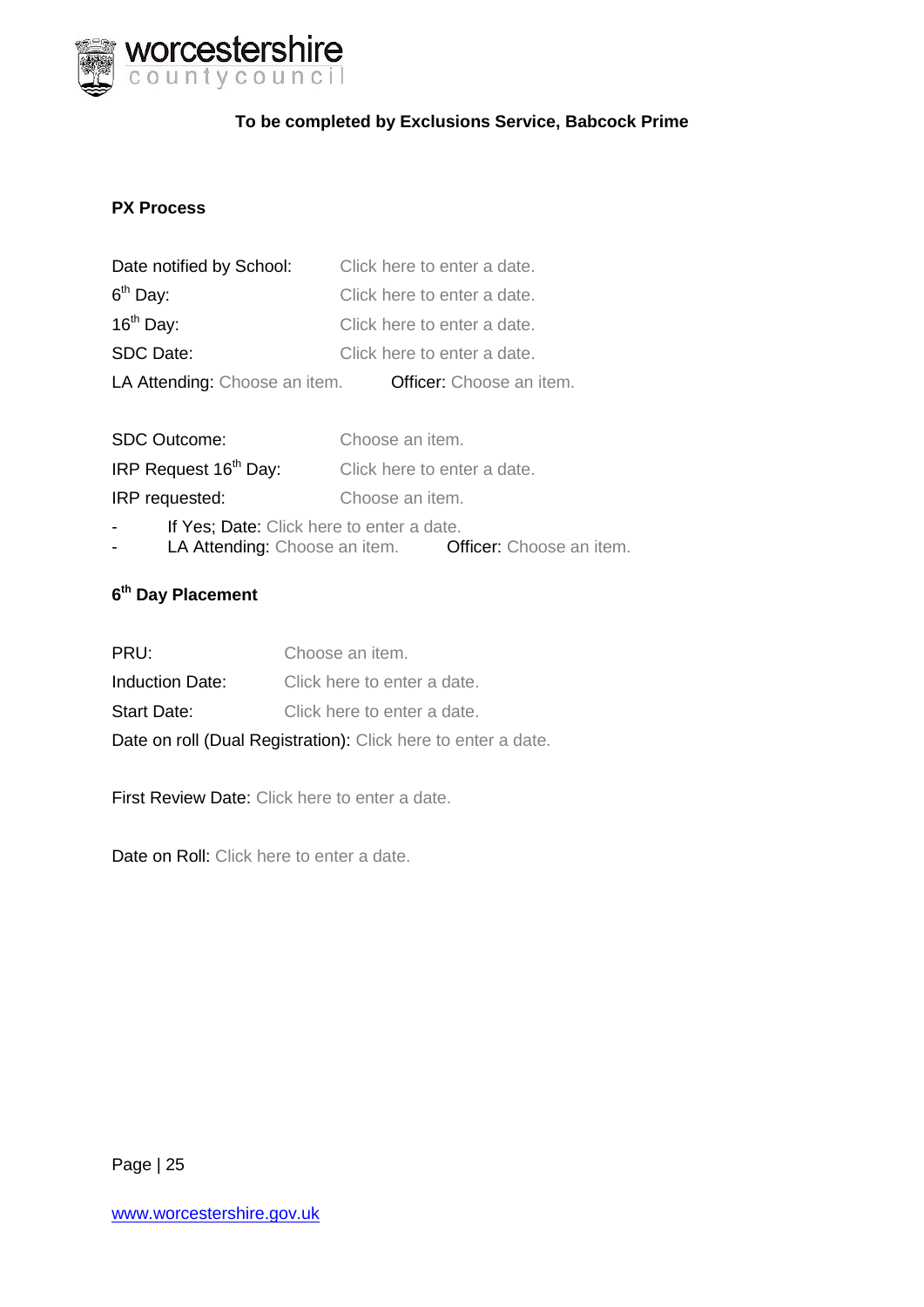**To be completed by Exclusions Service, Babcock Prime**

**PX Process**

Date notified by School: Click here to enter a date.

6th Day: Click here to enter a date.

16th Day: Click here to enter a date.

SDC Date: Click here to enter a date.

LA Attending: Choose an item. **Officer:** Choose an item.

SDC Outcome: Choose an item.

IRP Request 16th Day: Click here to enter a date.

IRP requested: Choose an item.

- If Yes; Date: Click here to enter a date.
- LA Attending: Choose an item. **Officer:** Choose an item.

**6th Day Placement**

PRU: Choose an item.

Induction Date: Click here to enter a date.

Start Date: Click here to enter a date.

Date on roll (Dual Registration): Click here to enter a date.

First Review Date: Click here to enter a date.

Date on Roll: Click here to enter a date.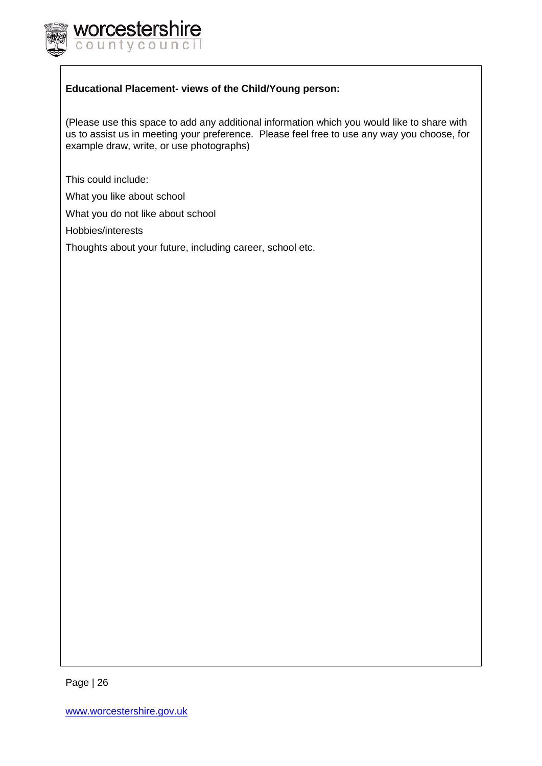**Educational Placement- views of the Child/Young person:**

(Please use this space to add any additional information which you would like to share with us to assist us in meeting your preference. Please feel free to use any way you choose, for example draw, write, or use photographs)

This could include:

What you like about school

What you do not like about school

Hobbies/interests

Thoughts about your future, including career, school etc.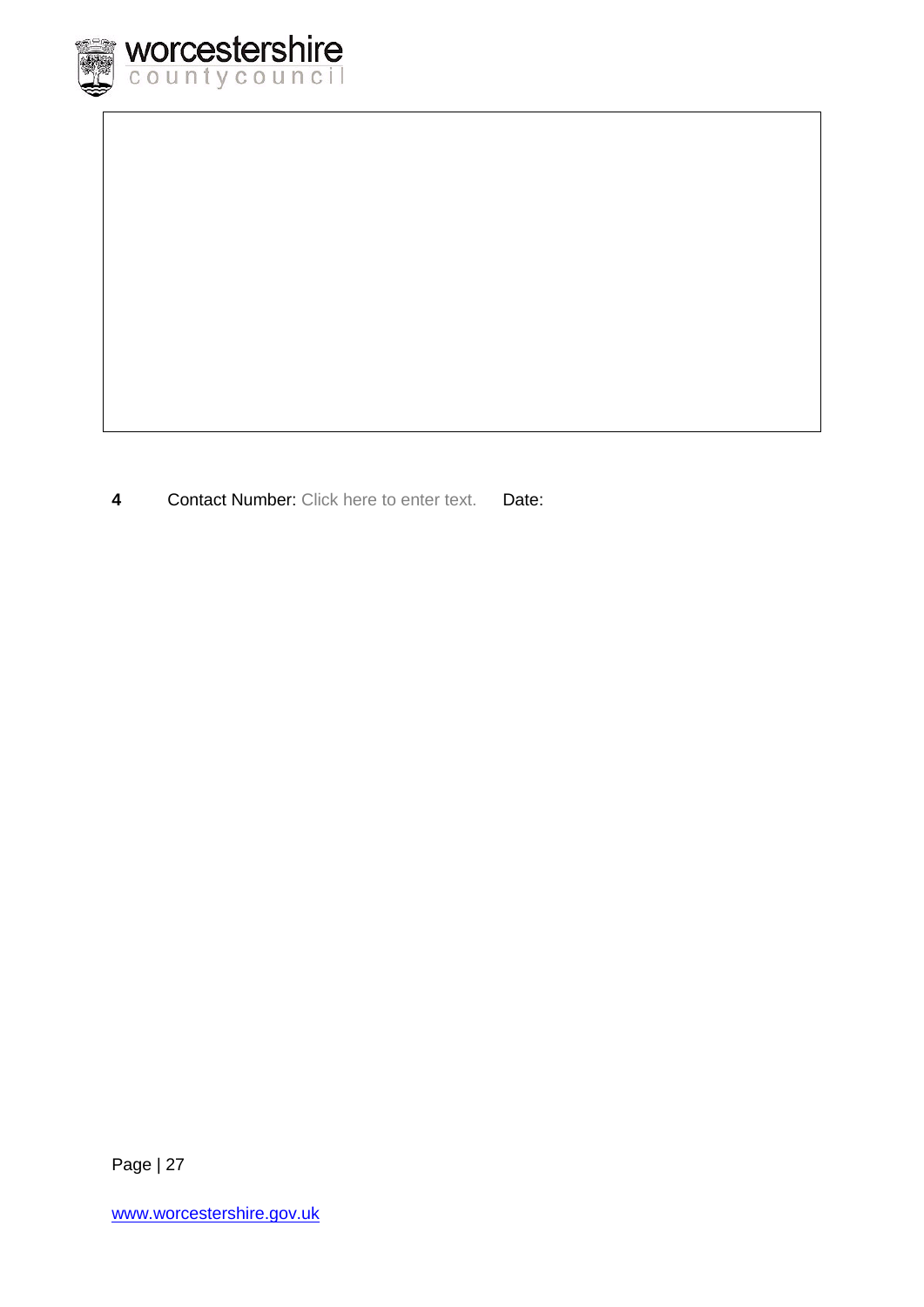|  |
| --- |
|  |

**4** Contact Number: Click here to enter text. Date: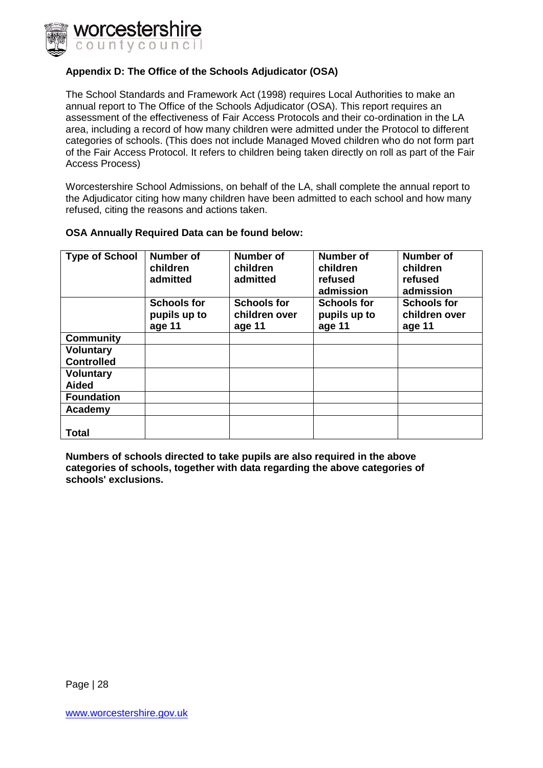## Appendix D: The Office of the Schools Adjudicator (OSA)

The School Standards and Framework Act (1998) requires Local Authorities to make an annual report to The Office of the Schools Adjudicator (OSA). This report requires an assessment of the effectiveness of Fair Access Protocols and their co-ordination in the LA area, including a record of how many children were admitted under the Protocol to different categories of schools. (This does not include Managed Moved children who do not form part of the Fair Access Protocol. It refers to children being taken directly on roll as part of the Fair Access Process)

Worcestershire School Admissions, on behalf of the LA, shall complete the annual report to the Adjudicator citing how many children have been admitted to each school and how many refused, citing the reasons and actions taken.

**OSA Annually Required Data can be found below:**

| Type of School | Number of children admitted | Number of children admitted | Number of children refused admission | Number of children refused admission |
|---|---|---|---|---|
| | **Schools for pupils up to age 11** | **Schools for children over age 11** | **Schools for pupils up to age 11** | **Schools for children over age 11** |
| **Community** | | | | |
| **Voluntary Controlled** | | | | |
| **Voluntary Aided** | | | | |
| **Foundation** | | | | |
| **Academy** | | | | |
| **Total** | | | | |

**Numbers of schools directed to take pupils are also required in the above categories of schools, together with data regarding the above categories of schools' exclusions.**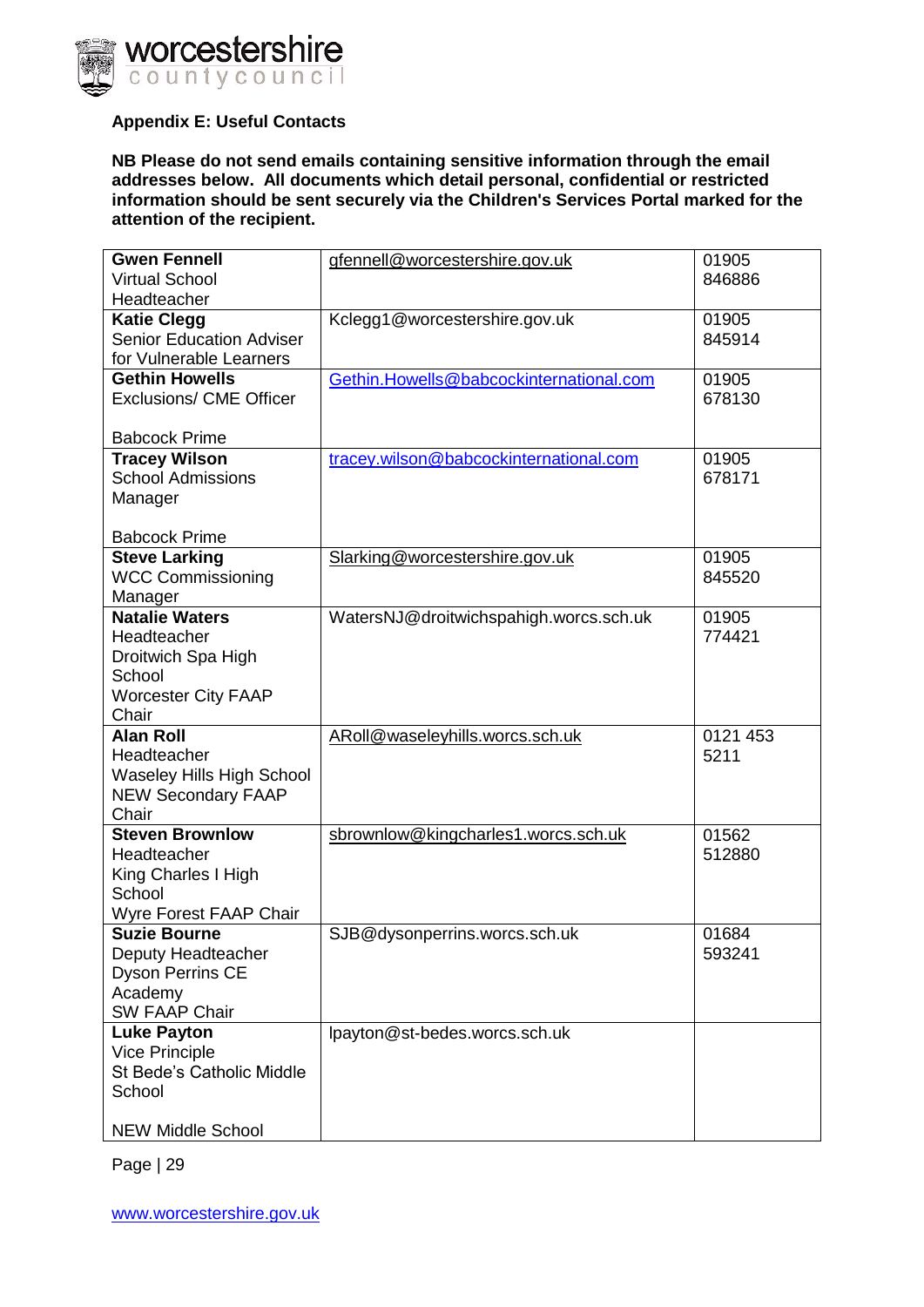## Appendix E: Useful Contacts

**NB Please do not send emails containing sensitive information through the email addresses below. All documents which detail personal, confidential or restricted information should be sent securely via the Children's Services Portal marked for the attention of the recipient.**

| Name | Email | Telephone |
|---|---|---|
| **Gwen Fennell**<br>Virtual School Headteacher | gfennell@worcestershire.gov.uk | 01905 846886 |
| **Katie Clegg**<br>Senior Education Adviser for Vulnerable Learners | Kclegg1@worcestershire.gov.uk | 01905 845914 |
| **Gethin Howells**<br>Exclusions/ CME Officer<br><br>Babcock Prime | Gethin.Howells@babcockinternational.com | 01905 678130 |
| **Tracey Wilson**<br>School Admissions Manager<br><br>Babcock Prime | tracey.wilson@babcockinternational.com | 01905 678171 |
| **Steve Larking**<br>WCC Commissioning Manager | Slarking@worcestershire.gov.uk | 01905 845520 |
| **Natalie Waters**<br>Headteacher<br>Droitwich Spa High School<br>Worcester City FAAP Chair | WatersNJ@droitwichspahigh.worcs.sch.uk | 01905 774421 |
| **Alan Roll**<br>Headteacher<br>Waseley Hills High School<br>NEW Secondary FAAP Chair | ARoll@waseleyhills.worcs.sch.uk | 0121 453 5211 |
| **Steven Brownlow**<br>Headteacher<br>King Charles I High School<br>Wyre Forest FAAP Chair | sbrownlow@kingcharles1.worcs.sch.uk | 01562 512880 |
| **Suzie Bourne**<br>Deputy Headteacher<br>Dyson Perrins CE Academy<br>SW FAAP Chair | SJB@dysonperrins.worcs.sch.uk | 01684 593241 |
| **Luke Payton**<br>Vice Principle<br>St Bede's Catholic Middle School<br><br>NEW Middle School | lpayton@st-bedes.worcs.sch.uk | |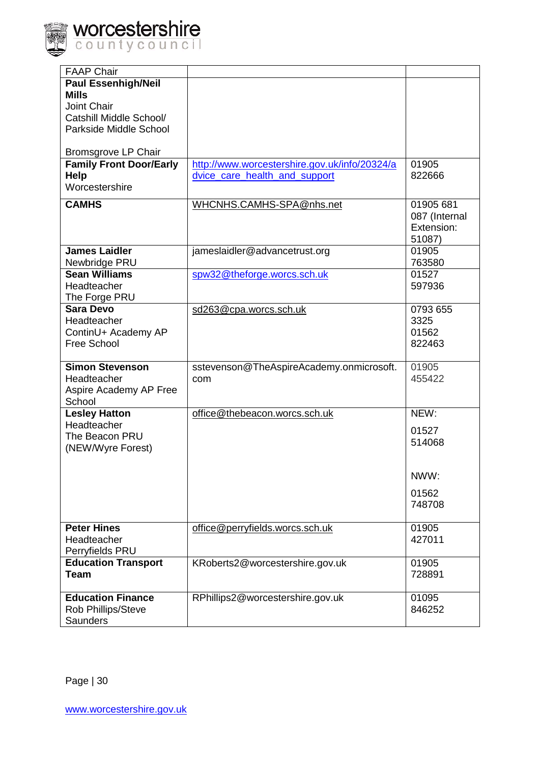| FAAP Chair | | |
|---|---|---|
| **Paul Essenhigh/Neil Mills**<br>Joint Chair<br>Catshill Middle School/ Parkside Middle School<br><br>Bromsgrove LP Chair | | |
| **Family Front Door/Early Help**<br>Worcestershire | http://www.worcestershire.gov.uk/info/20324/advice_care_health_and_support | 01905 822666 |
| **CAMHS** | WHCNHS.CAMHS-SPA@nhs.net | 01905 681 087 (Internal Extension: 51087) |
| **James Laidler**<br>Newbridge PRU | jameslaidler@advancetrust.org | 01905 763580 |
| **Sean Williams**<br>Headteacher<br>The Forge PRU | spw32@theforge.worcs.sch.uk | 01527 597936 |
| **Sara Devo**<br>Headteacher<br>ContinU+ Academy AP Free School | sd263@cpa.worcs.sch.uk | 0793 655 3325<br>01562 822463 |
| **Simon Stevenson**<br>Headteacher<br>Aspire Academy AP Free School | sstevenson@TheAspireAcademy.onmicrosoft.com | 01905 455422 |
| **Lesley Hatton**<br>Headteacher<br>The Beacon PRU (NEW/Wyre Forest) | office@thebeacon.worcs.sch.uk | NEW:<br>01527 514068<br><br>NWW:<br>01562 748708 |
| **Peter Hines**<br>Headteacher<br>Perryfields PRU | office@perryfields.worcs.sch.uk | 01905 427011 |
| **Education Transport Team** | KRoberts2@worcestershire.gov.uk | 01905 728891 |
| **Education Finance**<br>Rob Phillips/Steve Saunders | RPhillips2@worcestershire.gov.uk | 01095 846252 |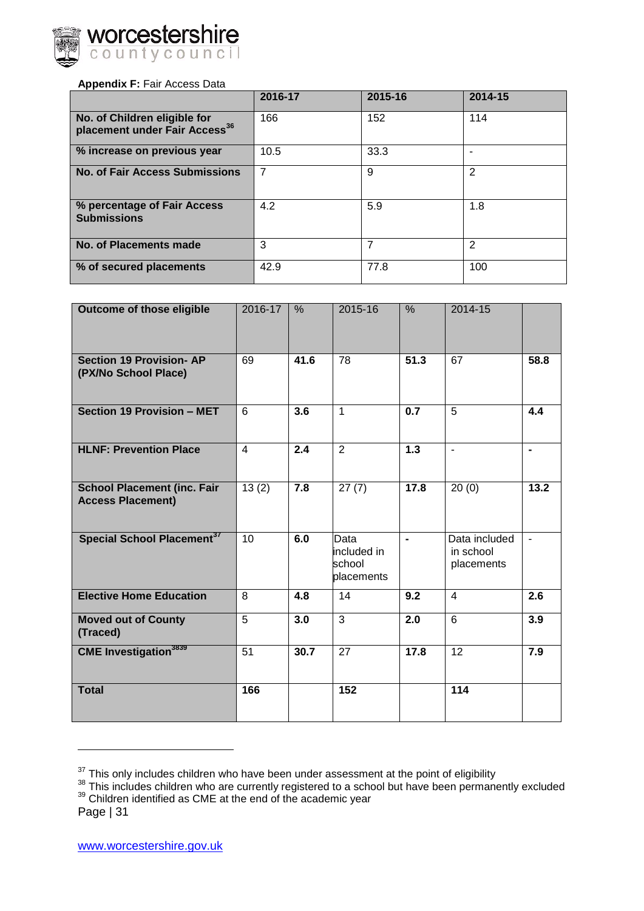**Appendix F:** Fair Access Data

| | 2016-17 | 2015-16 | 2014-15 |
|---|---|---|---|
| **No. of Children eligible for placement under Fair Access[36]** | 166 | 152 | 114 |
| **% increase on previous year** | 10.5 | 33.3 | - |
| **No. of Fair Access Submissions** | 7 | 9 | 2 |
| **% percentage of Fair Access Submissions** | 4.2 | 5.9 | 1.8 |
| **No. of Placements made** | 3 | 7 | 2 |
| **% of secured placements** | 42.9 | 77.8 | 100 |

| **Outcome of those eligible** | 2016-17 | % | 2015-16 | % | 2014-15 | |
|---|---|---|---|---|---|---|
| **Section 19 Provision- AP (PX/No School Place)** | 69 | **41.6** | 78 | **51.3** | 67 | **58.8** |
| **Section 19 Provision – MET** | 6 | **3.6** | 1 | **0.7** | 5 | **4.4** |
| **HLNF: Prevention Place** | 4 | **2.4** | 2 | **1.3** | - | **-** |
| **School Placement (inc. Fair Access Placement)** | 13 (2) | **7.8** | 27 (7) | **17.8** | 20 (0) | **13.2** |
| **Special School Placement[37]** | 10 | **6.0** | Data included in school placements | **-** | Data included in school placements | - |
| **Elective Home Education** | 8 | **4.8** | 14 | **9.2** | 4 | **2.6** |
| **Moved out of County (Traced)** | 5 | **3.0** | 3 | **2.0** | 6 | **3.9** |
| **CME Investigation[38][39]** | 51 | **30.7** | 27 | **17.8** | 12 | **7.9** |
| **Total** | **166** | | **152** | | **114** | |

---

[37] This only includes children who have been under assessment at the point of eligibility

[38] This includes children who are currently registered to a school but have been permanently excluded

[39] Children identified as CME at the end of the academic year

www.worcestershire.gov.uk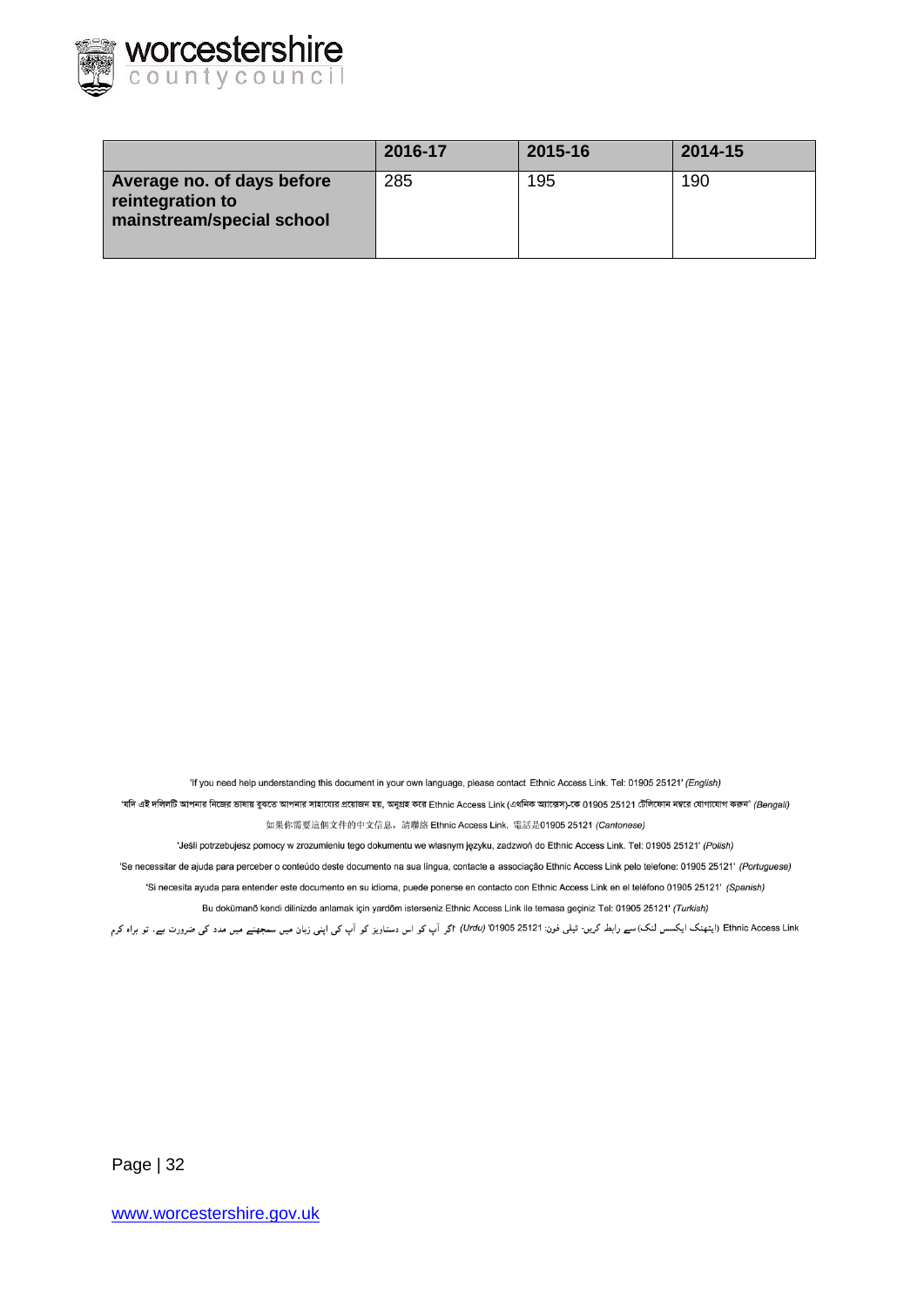| | 2016-17 | 2015-16 | 2014-15 |
|---|---|---|---|
| **Average no. of days before reintegration to mainstream/special school** | 285 | 195 | 190 |

'If you need help understanding this document in your own language, please contact Ethnic Access Link. Tel: 01905 25121' *(English)*

'যদি এই দলিলটি আপনার নিজের ভাষায় বুঝতে আপনার সাহায্যের প্রয়োজন হয়, অনুগ্রহ করে Ethnic Access Link (এথনিক অ্যাক্সেস)-কে 01905 25121 টেলিফোন নম্বরে যোগাযোগ করুন' *(Bengali)*

如果你需要這個文件的中文信息，請聯絡 Ethnic Access Link，電話是01905 25121 *(Cantonese)*

'Jeśli potrzebujesz pomocy w zrozumieniu tego dokumentu we własnym języku, zadzwoń do Ethnic Access Link. Tel: 01905 25121' *(Polish)*

'Se necessitar de ajuda para perceber o conteúdo deste documento na sua língua, contacte a associação Ethnic Access Link pelo telefone: 01905 25121' *(Portuguese)*

'Si necesita ayuda para entender este documento en su idioma, puede ponerse en contacto con Ethnic Access Link en el teléfono 01905 25121' *(Spanish)*

Bu dokümanö kendi dilinizde anlamak için yardõm isterseniz Ethnic Access Link ile temasa geçiniz Tel: 01905 25121' *(Turkish)*

'اگر آپ کو اس دستاویز کو آپ کی اپنی زبان میں سمجھنے میں مدد کی ضرورت ہے، تو براہ کرم Ethnic Access Link (ایتھنک ایکسس لنک) سے رابطہ کریں۔ ٹیلی فون: 01905 25121' *(Urdu)*

www.worcestershire.gov.uk